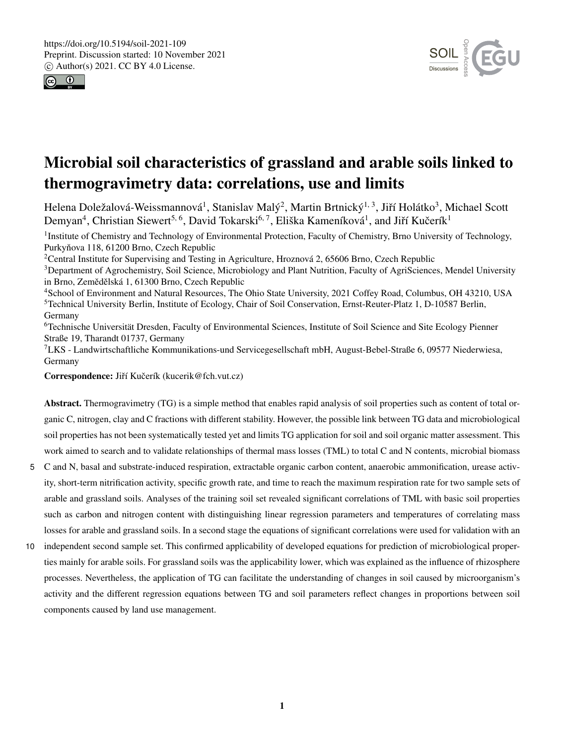# Microbial soil characteristics of grassland and arable soils linked to thermogravimetry data: correlations, use and limits

Helena Doležalová-Weissmannová[1], Stanislav Malý[2], Martin Brtnický[1, 3], Jiří Holátko[3], Michael Scott Demyan[4], Christian Siewert[5, 6], David Tokarski[6, 7], Eliška Kameníková[1], and Jiří Kučerík[1]

[1]Institute of Chemistry and Technology of Environmental Protection, Faculty of Chemistry, Brno University of Technology, Purkyňova 118, 61200 Brno, Czech Republic

[2]Central Institute for Supervising and Testing in Agriculture, Hroznová 2, 65606 Brno, Czech Republic

[3]Department of Agrochemistry, Soil Science, Microbiology and Plant Nutrition, Faculty of AgriSciences, Mendel University in Brno, Zemědělská 1, 61300 Brno, Czech Republic

[4]School of Environment and Natural Resources, The Ohio State University, 2021 Coffey Road, Columbus, OH 43210, USA

[5]Technical University Berlin, Institute of Ecology, Chair of Soil Conservation, Ernst-Reuter-Platz 1, D-10587 Berlin, Germany

[6]Technische Universität Dresden, Faculty of Environmental Sciences, Institute of Soil Science and Site Ecology Pienner Straße 19, Tharandt 01737, Germany

[7]LKS - Landwirtschaftliche Kommunikations-und Servicegesellschaft mbH, August-Bebel-Straße 6, 09577 Niederwiesa, Germany

**Correspondence:** Jiří Kučerík (kucerik@fch.vut.cz)

**Abstract.** Thermogravimetry (TG) is a simple method that enables rapid analysis of soil properties such as content of total organic C, nitrogen, clay and C fractions with different stability. However, the possible link between TG data and microbiological soil properties has not been systematically tested yet and limits TG application for soil and soil organic matter assessment. This work aimed to search and to validate relationships of thermal mass losses (TML) to total C and N contents, microbial biomass C and N, basal and substrate-induced respiration, extractable organic carbon content, anaerobic ammonification, urease activity, short-term nitrification activity, specific growth rate, and time to reach the maximum respiration rate for two sample sets of arable and grassland soils. Analyses of the training soil set revealed significant correlations of TML with basic soil properties such as carbon and nitrogen content with distinguishing linear regression parameters and temperatures of correlating mass losses for arable and grassland soils. In a second stage the equations of significant correlations were used for validation with an independent second sample set. This confirmed applicability of developed equations for prediction of microbiological properties mainly for arable soils. For grassland soils was the applicability lower, which was explained as the influence of rhizosphere processes. Nevertheless, the application of TG can facilitate the understanding of changes in soil caused by microorganism's activity and the different regression equations between TG and soil parameters reflect changes in proportions between soil components caused by land use management.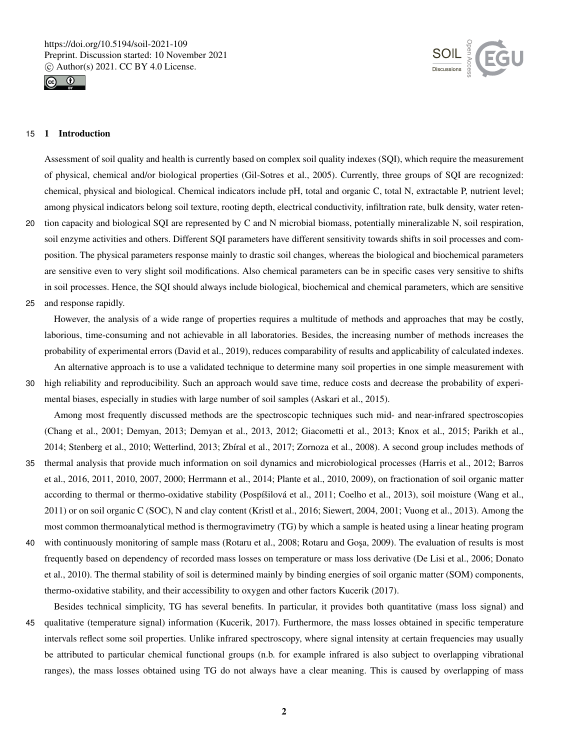## 1 Introduction

Assessment of soil quality and health is currently based on complex soil quality indexes (SQI), which require the measurement of physical, chemical and/or biological properties (Gil-Sotres et al., 2005). Currently, three groups of SQI are recognized: chemical, physical and biological. Chemical indicators include pH, total and organic C, total N, extractable P, nutrient level; among physical indicators belong soil texture, rooting depth, electrical conductivity, infiltration rate, bulk density, water retention capacity and biological SQI are represented by C and N microbial biomass, potentially mineralizable N, soil respiration, soil enzyme activities and others. Different SQI parameters have different sensitivity towards shifts in soil processes and composition. The physical parameters response mainly to drastic soil changes, whereas the biological and biochemical parameters are sensitive even to very slight soil modifications. Also chemical parameters can be in specific cases very sensitive to shifts in soil processes. Hence, the SQI should always include biological, biochemical and chemical parameters, which are sensitive and response rapidly.

However, the analysis of a wide range of properties requires a multitude of methods and approaches that may be costly, laborious, time-consuming and not achievable in all laboratories. Besides, the increasing number of methods increases the probability of experimental errors (David et al., 2019), reduces comparability of results and applicability of calculated indexes.

An alternative approach is to use a validated technique to determine many soil properties in one simple measurement with high reliability and reproducibility. Such an approach would save time, reduce costs and decrease the probability of experimental biases, especially in studies with large number of soil samples (Askari et al., 2015).

Among most frequently discussed methods are the spectroscopic techniques such mid- and near-infrared spectroscopies (Chang et al., 2001; Demyan, 2013; Demyan et al., 2013, 2012; Giacometti et al., 2013; Knox et al., 2015; Parikh et al., 2014; Stenberg et al., 2010; Wetterlind, 2013; Zbíral et al., 2017; Zornoza et al., 2008). A second group includes methods of thermal analysis that provide much information on soil dynamics and microbiological processes (Harris et al., 2012; Barros et al., 2016, 2011, 2010, 2007, 2000; Herrmann et al., 2014; Plante et al., 2010, 2009), on fractionation of soil organic matter according to thermal or thermo-oxidative stability (Pospíšilová et al., 2011; Coelho et al., 2013), soil moisture (Wang et al., 2011) or on soil organic C (SOC), N and clay content (Kristl et al., 2016; Siewert, 2004, 2001; Vuong et al., 2013). Among the most common thermoanalytical method is thermogravimetry (TG) by which a sample is heated using a linear heating program with continuously monitoring of sample mass (Rotaru et al., 2008; Rotaru and Goşa, 2009). The evaluation of results is most frequently based on dependency of recorded mass losses on temperature or mass loss derivative (De Lisi et al., 2006; Donato et al., 2010). The thermal stability of soil is determined mainly by binding energies of soil organic matter (SOM) components, thermo-oxidative stability, and their accessibility to oxygen and other factors Kucerik (2017).

Besides technical simplicity, TG has several benefits. In particular, it provides both quantitative (mass loss signal) and qualitative (temperature signal) information (Kucerik, 2017). Furthermore, the mass losses obtained in specific temperature intervals reflect some soil properties. Unlike infrared spectroscopy, where signal intensity at certain frequencies may usually be attributed to particular chemical functional groups (n.b. for example infrared is also subject to overlapping vibrational ranges), the mass losses obtained using TG do not always have a clear meaning. This is caused by overlapping of mass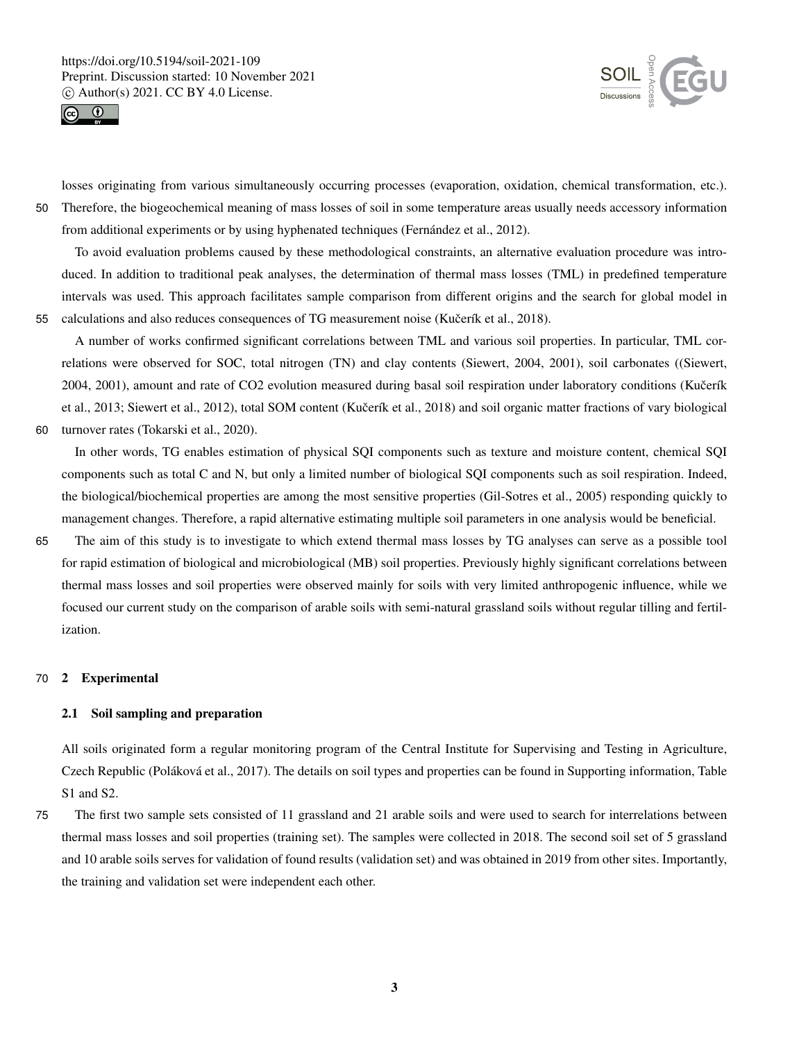losses originating from various simultaneously occurring processes (evaporation, oxidation, chemical transformation, etc.). Therefore, the biogeochemical meaning of mass losses of soil in some temperature areas usually needs accessory information from additional experiments or by using hyphenated techniques (Fernández et al., 2012).

To avoid evaluation problems caused by these methodological constraints, an alternative evaluation procedure was introduced. In addition to traditional peak analyses, the determination of thermal mass losses (TML) in predefined temperature intervals was used. This approach facilitates sample comparison from different origins and the search for global model in calculations and also reduces consequences of TG measurement noise (Kučerík et al., 2018).

A number of works confirmed significant correlations between TML and various soil properties. In particular, TML correlations were observed for SOC, total nitrogen (TN) and clay contents (Siewert, 2004, 2001), soil carbonates ((Siewert, 2004, 2001), amount and rate of CO2 evolution measured during basal soil respiration under laboratory conditions (Kučerík et al., 2013; Siewert et al., 2012), total SOM content (Kučerík et al., 2018) and soil organic matter fractions of vary biological turnover rates (Tokarski et al., 2020).

In other words, TG enables estimation of physical SQI components such as texture and moisture content, chemical SQI components such as total C and N, but only a limited number of biological SQI components such as soil respiration. Indeed, the biological/biochemical properties are among the most sensitive properties (Gil-Sotres et al., 2005) responding quickly to management changes. Therefore, a rapid alternative estimating multiple soil parameters in one analysis would be beneficial.

The aim of this study is to investigate to which extend thermal mass losses by TG analyses can serve as a possible tool for rapid estimation of biological and microbiological (MB) soil properties. Previously highly significant correlations between thermal mass losses and soil properties were observed mainly for soils with very limited anthropogenic influence, while we focused our current study on the comparison of arable soils with semi-natural grassland soils without regular tilling and fertilization.

## 2 Experimental

### 2.1 Soil sampling and preparation

All soils originated form a regular monitoring program of the Central Institute for Supervising and Testing in Agriculture, Czech Republic (Poláková et al., 2017). The details on soil types and properties can be found in Supporting information, Table S1 and S2.

The first two sample sets consisted of 11 grassland and 21 arable soils and were used to search for interrelations between thermal mass losses and soil properties (training set). The samples were collected in 2018. The second soil set of 5 grassland and 10 arable soils serves for validation of found results (validation set) and was obtained in 2019 from other sites. Importantly, the training and validation set were independent each other.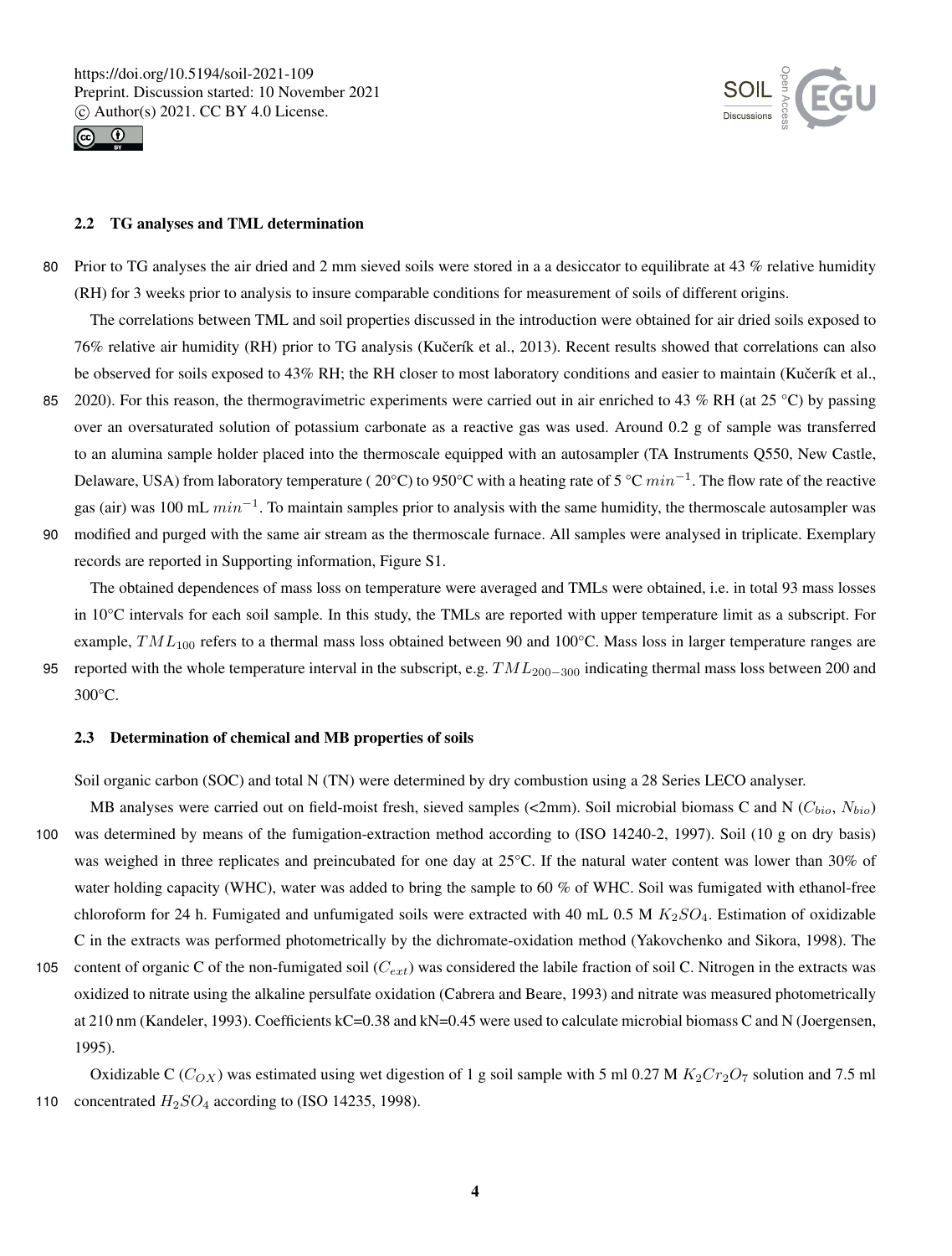### 2.2 TG analyses and TML determination

Prior to TG analyses the air dried and 2 mm sieved soils were stored in a a desiccator to equilibrate at 43 % relative humidity (RH) for 3 weeks prior to analysis to insure comparable conditions for measurement of soils of different origins.

The correlations between TML and soil properties discussed in the introduction were obtained for air dried soils exposed to 76% relative air humidity (RH) prior to TG analysis (Kučerík et al., 2013). Recent results showed that correlations can also be observed for soils exposed to 43% RH; the RH closer to most laboratory conditions and easier to maintain (Kučerík et al., 2020). For this reason, the thermogravimetric experiments were carried out in air enriched to 43 % RH (at 25 °C) by passing over an oversaturated solution of potassium carbonate as a reactive gas was used. Around 0.2 g of sample was transferred to an alumina sample holder placed into the thermoscale equipped with an autosampler (TA Instruments Q550, New Castle, Delaware, USA) from laboratory temperature ( 20°C) to 950°C with a heating rate of 5 °C $min^{-1}$. The flow rate of the reactive gas (air) was 100 mL $min^{-1}$. To maintain samples prior to analysis with the same humidity, the thermoscale autosampler was modified and purged with the same air stream as the thermoscale furnace. All samples were analysed in triplicate. Exemplary records are reported in Supporting information, Figure S1.

The obtained dependences of mass loss on temperature were averaged and TMLs were obtained, i.e. in total 93 mass losses in 10°C intervals for each soil sample. In this study, the TMLs are reported with upper temperature limit as a subscript. For example, $TML_{100}$ refers to a thermal mass loss obtained between 90 and 100°C. Mass loss in larger temperature ranges are reported with the whole temperature interval in the subscript, e.g. $TML_{200-300}$ indicating thermal mass loss between 200 and 300°C.

### 2.3 Determination of chemical and MB properties of soils

Soil organic carbon (SOC) and total N (TN) were determined by dry combustion using a 28 Series LECO analyser.

MB analyses were carried out on field-moist fresh, sieved samples (<2mm). Soil microbial biomass C and N ($C_{bio}$, $N_{bio}$) was determined by means of the fumigation-extraction method according to (ISO 14240-2, 1997). Soil (10 g on dry basis) was weighed in three replicates and preincubated for one day at 25°C. If the natural water content was lower than 30% of water holding capacity (WHC), water was added to bring the sample to 60 % of WHC. Soil was fumigated with ethanol-free chloroform for 24 h. Fumigated and unfumigated soils were extracted with 40 mL 0.5 M $K_2SO_4$. Estimation of oxidizable C in the extracts was performed photometrically by the dichromate-oxidation method (Yakovchenko and Sikora, 1998). The content of organic C of the non-fumigated soil ($C_{ext}$) was considered the labile fraction of soil C. Nitrogen in the extracts was oxidized to nitrate using the alkaline persulfate oxidation (Cabrera and Beare, 1993) and nitrate was measured photometrically at 210 nm (Kandeler, 1993). Coefficients kC=0.38 and kN=0.45 were used to calculate microbial biomass C and N (Joergensen, 1995).

Oxidizable C ($C_{OX}$) was estimated using wet digestion of 1 g soil sample with 5 ml 0.27 M $K_2Cr_2O_7$ solution and 7.5 ml concentrated $H_2SO_4$ according to (ISO 14235, 1998).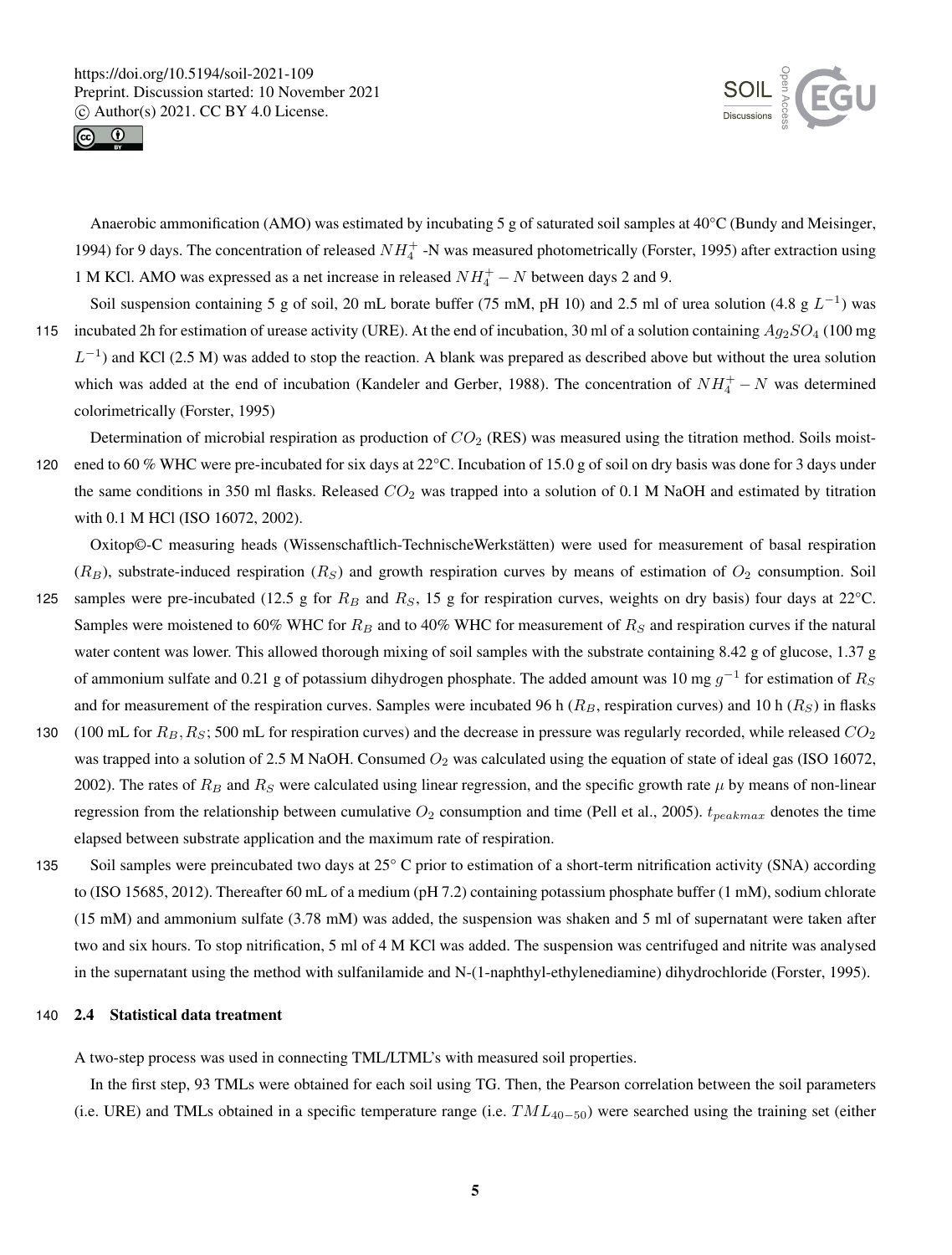Anaerobic ammonification (AMO) was estimated by incubating 5 g of saturated soil samples at 40°C (Bundy and Meisinger, 1994) for 9 days. The concentration of released $NH_4^+$ -N was measured photometrically (Forster, 1995) after extraction using 1 M KCl. AMO was expressed as a net increase in released $NH_4^+ - N$ between days 2 and 9.

Soil suspension containing 5 g of soil, 20 mL borate buffer (75 mM, pH 10) and 2.5 ml of urea solution (4.8 g $L^{-1}$) was incubated 2h for estimation of urease activity (URE). At the end of incubation, 30 ml of a solution containing $Ag_2SO_4$ (100 mg $L^{-1}$) and KCl (2.5 M) was added to stop the reaction. A blank was prepared as described above but without the urea solution which was added at the end of incubation (Kandeler and Gerber, 1988). The concentration of $NH_4^+ - N$ was determined colorimetrically (Forster, 1995)

Determination of microbial respiration as production of $CO_2$ (RES) was measured using the titration method. Soils moistened to 60 % WHC were pre-incubated for six days at 22°C. Incubation of 15.0 g of soil on dry basis was done for 3 days under the same conditions in 350 ml flasks. Released $CO_2$ was trapped into a solution of 0.1 M NaOH and estimated by titration with 0.1 M HCl (ISO 16072, 2002).

Oxitop©-C measuring heads (Wissenschaftlich-TechnischeWerkstätten) were used for measurement of basal respiration ($R_B$), substrate-induced respiration ($R_S$) and growth respiration curves by means of estimation of $O_2$ consumption. Soil samples were pre-incubated (12.5 g for $R_B$ and $R_S$, 15 g for respiration curves, weights on dry basis) four days at 22°C. Samples were moistened to 60% WHC for $R_B$ and to 40% WHC for measurement of $R_S$ and respiration curves if the natural water content was lower. This allowed thorough mixing of soil samples with the substrate containing 8.42 g of glucose, 1.37 g of ammonium sulfate and 0.21 g of potassium dihydrogen phosphate. The added amount was 10 mg $g^{-1}$ for estimation of $R_S$ and for measurement of the respiration curves. Samples were incubated 96 h ($R_B$, respiration curves) and 10 h ($R_S$) in flasks (100 mL for $R_B, R_S$; 500 mL for respiration curves) and the decrease in pressure was regularly recorded, while released $CO_2$ was trapped into a solution of 2.5 M NaOH. Consumed $O_2$ was calculated using the equation of state of ideal gas (ISO 16072, 2002). The rates of $R_B$ and $R_S$ were calculated using linear regression, and the specific growth rate $\mu$ by means of non-linear regression from the relationship between cumulative $O_2$ consumption and time (Pell et al., 2005). $t_{peakmax}$ denotes the time elapsed between substrate application and the maximum rate of respiration.

Soil samples were preincubated two days at 25° C prior to estimation of a short-term nitrification activity (SNA) according to (ISO 15685, 2012). Thereafter 60 mL of a medium (pH 7.2) containing potassium phosphate buffer (1 mM), sodium chlorate (15 mM) and ammonium sulfate (3.78 mM) was added, the suspension was shaken and 5 ml of supernatant were taken after two and six hours. To stop nitrification, 5 ml of 4 M KCl was added. The suspension was centrifuged and nitrite was analysed in the supernatant using the method with sulfanilamide and N-(1-naphthyl-ethylenediamine) dihydrochloride (Forster, 1995).

### 2.4 Statistical data treatment

A two-step process was used in connecting TML/LTML's with measured soil properties.

In the first step, 93 TMLs were obtained for each soil using TG. Then, the Pearson correlation between the soil parameters (i.e. URE) and TMLs obtained in a specific temperature range (i.e. $TML_{40-50}$) were searched using the training set (either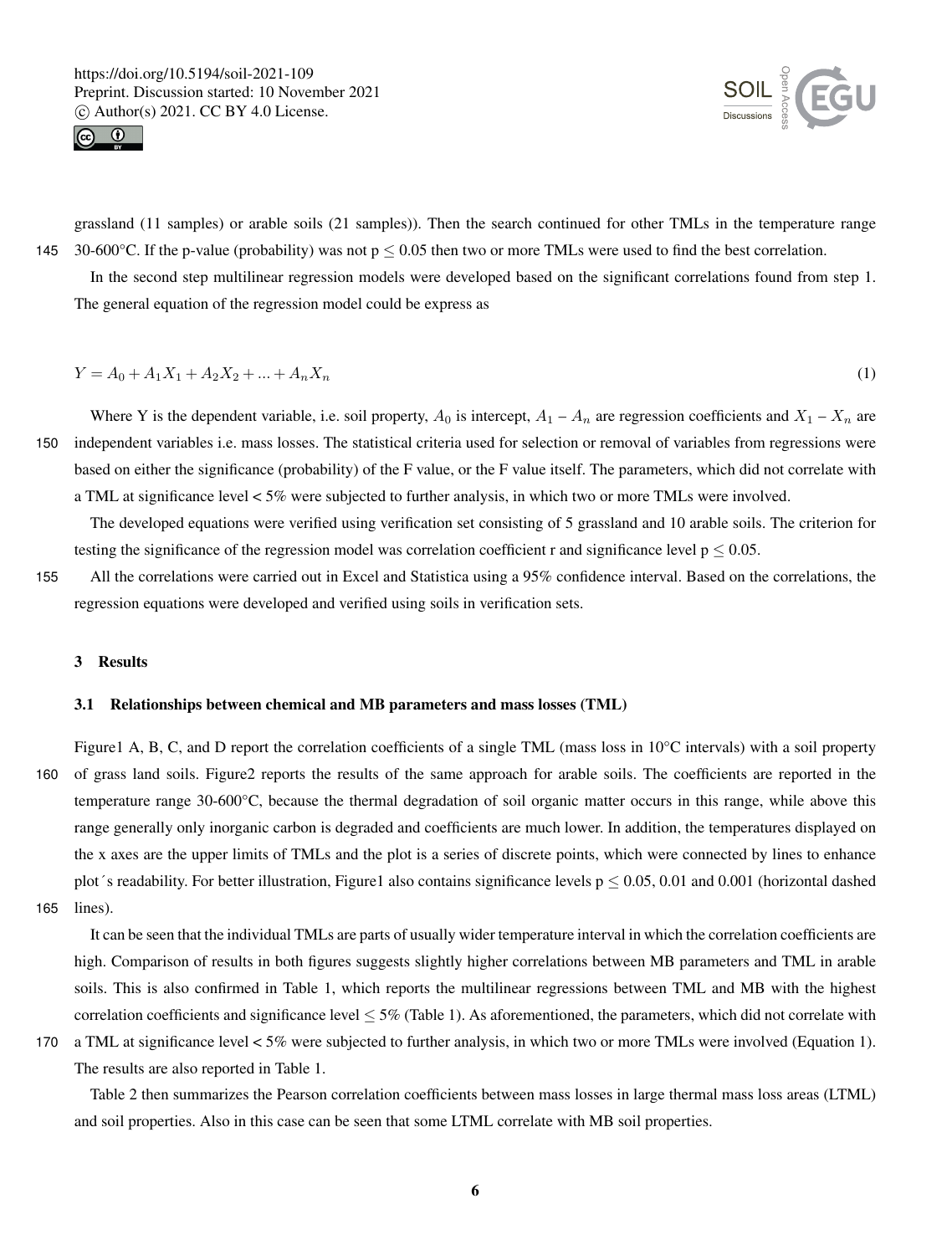grassland (11 samples) or arable soils (21 samples)). Then the search continued for other TMLs in the temperature range 30-600°C. If the p-value (probability) was not $p \leq 0.05$ then two or more TMLs were used to find the best correlation.

In the second step multilinear regression models were developed based on the significant correlations found from step 1. The general equation of the regression model could be express as

$$Y = A_0 + A_1 X_1 + A_2 X_2 + ... + A_n X_n \tag{1}$$

Where Y is the dependent variable, i.e. soil property, $A_0$ is intercept, $A_1 - A_n$ are regression coefficients and $X_1 - X_n$ are independent variables i.e. mass losses. The statistical criteria used for selection or removal of variables from regressions were based on either the significance (probability) of the F value, or the F value itself. The parameters, which did not correlate with a TML at significance level < 5% were subjected to further analysis, in which two or more TMLs were involved.

The developed equations were verified using verification set consisting of 5 grassland and 10 arable soils. The criterion for testing the significance of the regression model was correlation coefficient r and significance level $p \leq 0.05$.

All the correlations were carried out in Excel and Statistica using a 95% confidence interval. Based on the correlations, the regression equations were developed and verified using soils in verification sets.

## 3 Results

### 3.1 Relationships between chemical and MB parameters and mass losses (TML)

Figure1 A, B, C, and D report the correlation coefficients of a single TML (mass loss in 10°C intervals) with a soil property of grass land soils. Figure2 reports the results of the same approach for arable soils. The coefficients are reported in the temperature range 30-600°C, because the thermal degradation of soil organic matter occurs in this range, while above this range generally only inorganic carbon is degraded and coefficients are much lower. In addition, the temperatures displayed on the x axes are the upper limits of TMLs and the plot is a series of discrete points, which were connected by lines to enhance plot´s readability. For better illustration, Figure1 also contains significance levels $p \leq 0.05$, 0.01 and 0.001 (horizontal dashed lines).

It can be seen that the individual TMLs are parts of usually wider temperature interval in which the correlation coefficients are high. Comparison of results in both figures suggests slightly higher correlations between MB parameters and TML in arable soils. This is also confirmed in Table 1, which reports the multilinear regressions between TML and MB with the highest correlation coefficients and significance level ≤ 5% (Table 1). As aforementioned, the parameters, which did not correlate with a TML at significance level < 5% were subjected to further analysis, in which two or more TMLs were involved (Equation 1). The results are also reported in Table 1.

Table 2 then summarizes the Pearson correlation coefficients between mass losses in large thermal mass loss areas (LTML) and soil properties. Also in this case can be seen that some LTML correlate with MB soil properties.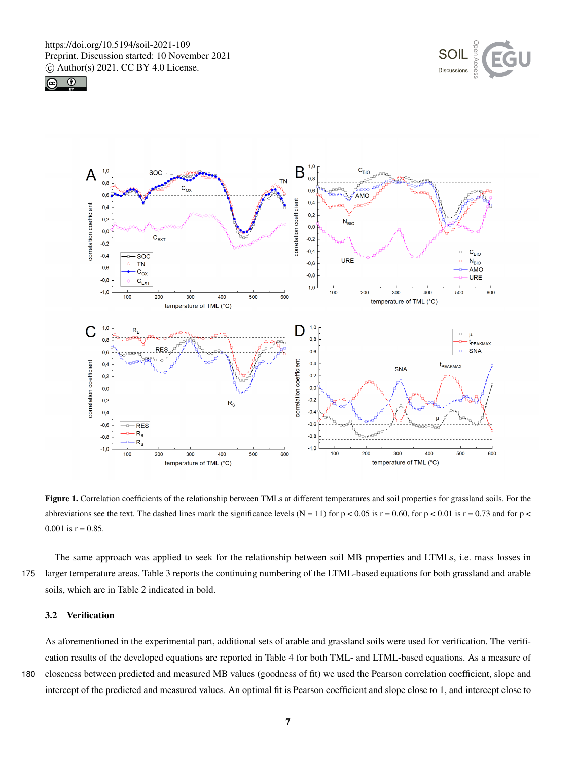**Figure 1.** Correlation coefficients of the relationship between TMLs at different temperatures and soil properties for grassland soils. For the abbreviations see the text. The dashed lines mark the significance levels (N = 11) for $p < 0.05$ is $r = 0.60$, for $p < 0.01$ is $r = 0.73$ and for $p < 0.001$ is $r = 0.85$.

The same approach was applied to seek for the relationship between soil MB properties and LTMLs, i.e. mass losses in larger temperature areas. Table 3 reports the continuing numbering of the LTML-based equations for both grassland and arable soils, which are in Table 2 indicated in bold.

## 3.2 Verification

As aforementioned in the experimental part, additional sets of arable and grassland soils were used for verification. The verification results of the developed equations are reported in Table 4 for both TML- and LTML-based equations. As a measure of closeness between predicted and measured MB values (goodness of fit) we used the Pearson correlation coefficient, slope and intercept of the predicted and measured values. An optimal fit is Pearson coefficient and slope close to 1, and intercept close to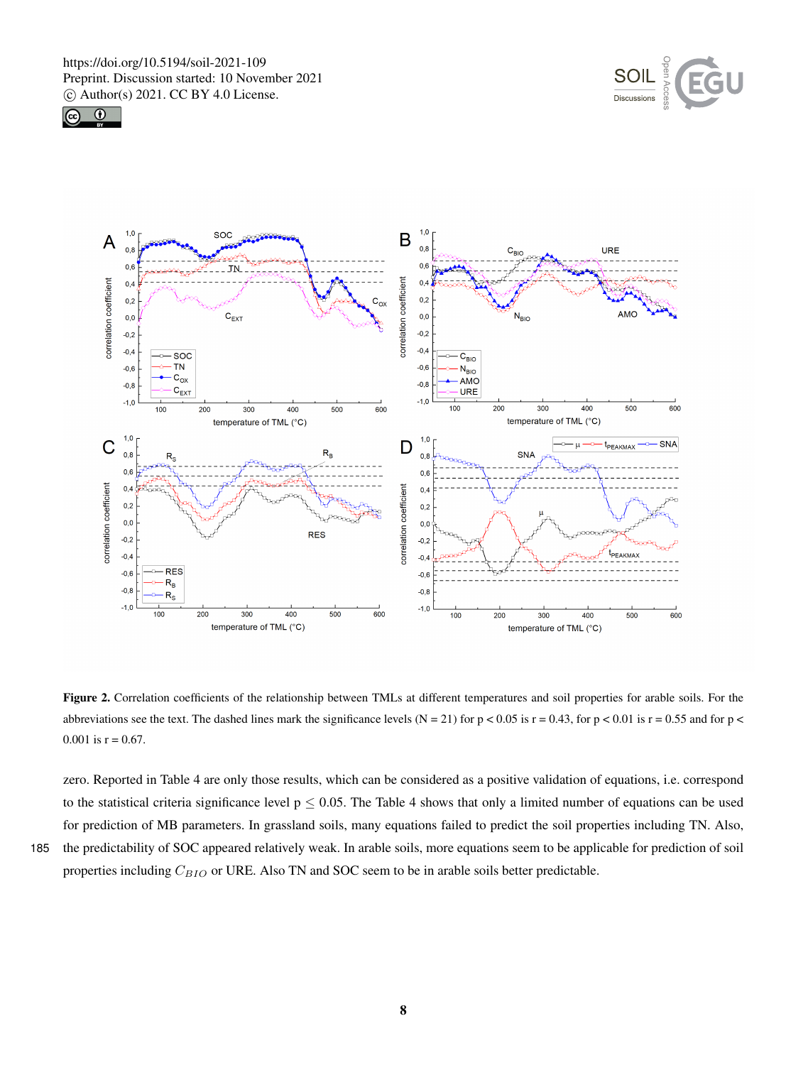**Figure 2.** Correlation coefficients of the relationship between TMLs at different temperatures and soil properties for arable soils. For the abbreviations see the text. The dashed lines mark the significance levels (N = 21) for p < 0.05 is r = 0.43, for p < 0.01 is r = 0.55 and for p < 0.001 is r = 0.67.

zero. Reported in Table 4 are only those results, which can be considered as a positive validation of equations, i.e. correspond to the statistical criteria significance level $p \leq 0.05$. The Table 4 shows that only a limited number of equations can be used for prediction of MB parameters. In grassland soils, many equations failed to predict the soil properties including TN. Also, the predictability of SOC appeared relatively weak. In arable soils, more equations seem to be applicable for prediction of soil properties including $C_{BIO}$ or URE. Also TN and SOC seem to be in arable soils better predictable.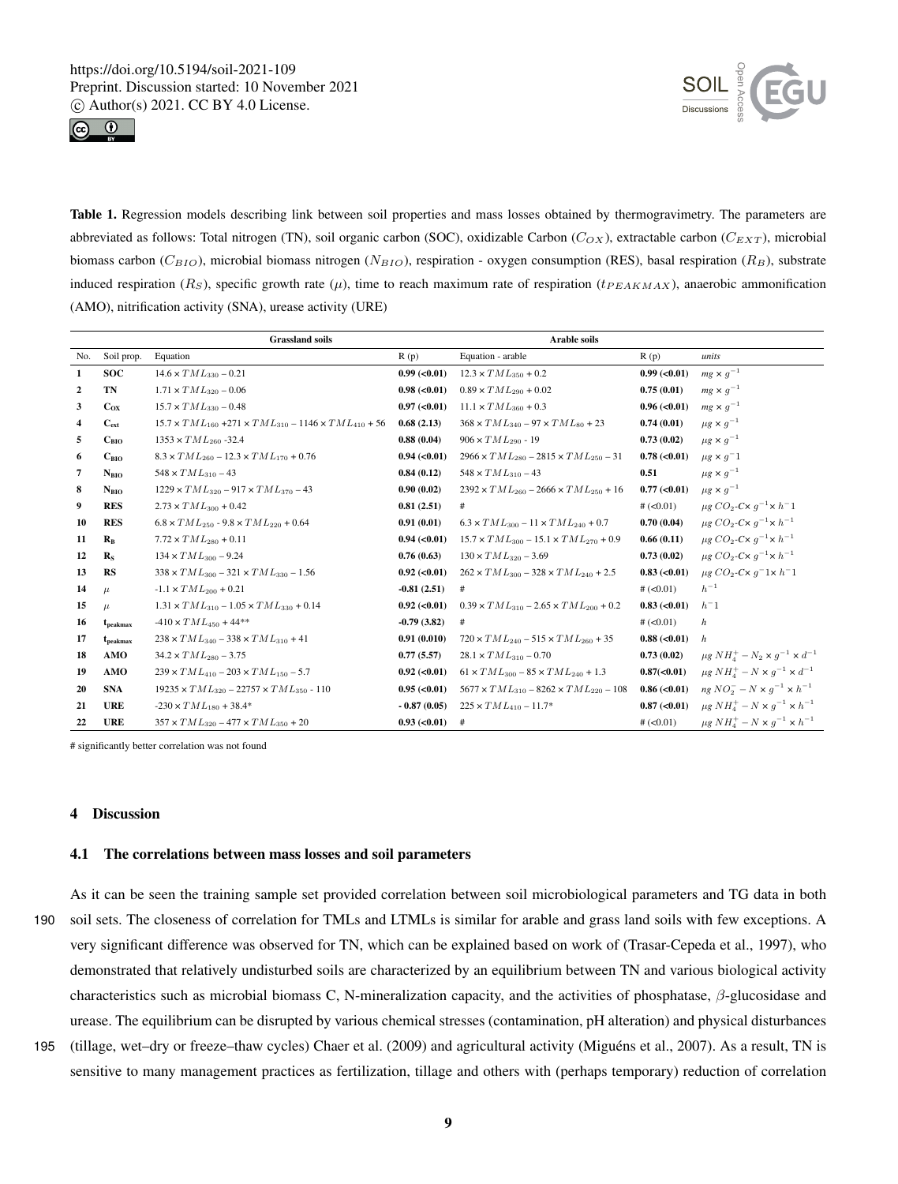**Table 1.** Regression models describing link between soil properties and mass losses obtained by thermogravimetry. The parameters are abbreviated as follows: Total nitrogen (TN), soil organic carbon (SOC), oxidizable Carbon ($C_{OX}$), extractable carbon ($C_{EXT}$), microbial biomass carbon ($C_{BIO}$), microbial biomass nitrogen ($N_{BIO}$), respiration - oxygen consumption (RES), basal respiration ($R_B$), substrate induced respiration ($R_S$), specific growth rate ($\mu$), time to reach maximum rate of respiration ($t_{PEAKMAX}$), anaerobic ammonification (AMO), nitrification activity (SNA), urease activity (URE)

| | | **Grassland soils** | | **Arable soils** | | |
|---|---|---|---|---|---|---|
| No. | Soil prop. | Equation | R (p) | Equation - arable | R (p) | *units* |
| **1** | **SOC** | $14.6 \times TML_{330} - 0.21$ | **0.99 (<0.01)** | $12.3 \times TML_{350} + 0.2$ | **0.99 (<0.01)** | $mg \times g^{-1}$ |
| **2** | **TN** | $1.71 \times TML_{320} - 0.06$ | **0.98 (<0.01)** | $0.89 \times TML_{290} + 0.02$ | **0.75 (0.01)** | $mg \times g^{-1}$ |
| **3** | **$C_{OX}$** | $15.7 \times TML_{330} - 0.48$ | **0.97 (<0.01)** | $11.1 \times TML_{360} + 0.3$ | **0.96 (<0.01)** | $mg \times g^{-1}$ |
| **4** | **$C_{ext}$** | $15.7 \times TML_{160} + 271 \times TML_{310} - 1146 \times TML_{410} + 56$ | **0.68 (2.13)** | $368 \times TML_{340} - 97 \times TML_{80} + 23$ | **0.74 (0.01)** | $\mu g \times g^{-1}$ |
| **5** | **$C_{BIO}$** | $1353 \times TML_{260}$ -32.4 | **0.88 (0.04)** | $906 \times TML_{290}$ - 19 | **0.73 (0.02)** | $\mu g \times g^{-1}$ |
| **6** | **$C_{BIO}$** | $8.3 \times TML_{260} - 12.3 \times TML_{170} + 0.76$ | **0.94 (<0.01)** | $2966 \times TML_{280} - 2815 \times TML_{250} - 31$ | **0.78 (<0.01)** | $\mu g \times g^{-}1$ |
| **7** | **$N_{BIO}$** | $548 \times TML_{310} - 43$ | **0.84 (0.12)** | $548 \times TML_{310} - 43$ | **0.51** | $\mu g \times g^{-1}$ |
| **8** | **$N_{BIO}$** | $1229 \times TML_{320} - 917 \times TML_{370} - 43$ | **0.90 (0.02)** | $2392 \times TML_{260} - 2666 \times TML_{250} + 16$ | **0.77 (<0.01)** | $\mu g \times g^{-1}$ |
| **9** | **RES** | $2.73 \times TML_{300} + 0.42$ | **0.81 (2.51)** | # | # (<0.01) | $\mu g\ CO_2$-$C\times g^{-1}\times h^{-}1$ |
| **10** | **RES** | $6.8 \times TML_{250}$ - $9.8 \times TML_{220} + 0.64$ | **0.91 (0.01)** | $6.3 \times TML_{300} - 11 \times TML_{240} + 0.7$ | **0.70 (0.04)** | $\mu g\ CO_2$-$C\times g^{-1}\times h^{-1}$ |
| **11** | **$R_B$** | $7.72 \times TML_{280} + 0.11$ | **0.94 (<0.01)** | $15.7 \times TML_{300} - 15.1 \times TML_{270} + 0.9$ | **0.66 (0.11)** | $\mu g\ CO_2$-$C\times g^{-1}\times h^{-1}$ |
| **12** | **$R_S$** | $134 \times TML_{300} - 9.24$ | **0.76 (0.63)** | $130 \times TML_{320} - 3.69$ | **0.73 (0.02)** | $\mu g\ CO_2$-$C\times g^{-1}\times h^{-1}$ |
| **13** | **RS** | $338 \times TML_{300} - 321 \times TML_{330} - 1.56$ | **0.92 (<0.01)** | $262 \times TML_{300} - 328 \times TML_{240} + 2.5$ | **0.83 (<0.01)** | $\mu g\ CO_2$-$C\times g^{-}1\times h^{-}1$ |
| **14** | $\mu$ | $-1.1 \times TML_{200} + 0.21$ | **-0.81 (2.51)** | # | # (<0.01) | $h^{-1}$ |
| **15** | $\mu$ | $1.31 \times TML_{310} - 1.05 \times TML_{330} + 0.14$ | **0.92 (<0.01)** | $0.39 \times TML_{310} - 2.65 \times TML_{200} + 0.2$ | **0.83 (<0.01)** | $h^{-}1$ |
| **16** | **$t_{peakmax}$** | $-410 \times TML_{450} + 44$** | **-0.79 (3.82)** | # | # (<0.01) | $h$ |
| **17** | **$t_{peakmax}$** | $238 \times TML_{340} - 338 \times TML_{310} + 41$ | **0.91 (0.010)** | $720 \times TML_{240} - 515 \times TML_{260} + 35$ | **0.88 (<0.01)** | $h$ |
| **18** | **AMO** | $34.2 \times TML_{280} - 3.75$ | **0.77 (5.57)** | $28.1 \times TML_{310} - 0.70$ | **0.73 (0.02)** | $\mu g\ NH_4^+ - N_2 \times g^{-1} \times d^{-1}$ |
| **19** | **AMO** | $239 \times TML_{410} - 203 \times TML_{150} - 5.7$ | **0.92 (<0.01)** | $61 \times TML_{300} - 85 \times TML_{240} + 1.3$ | **0.87(<0.01)** | $\mu g\ NH_4^+ - N \times g^{-1} \times d^{-1}$ |
| **20** | **SNA** | $19235 \times TML_{320} - 22757 \times TML_{350}$ - 110 | **0.95 (<0.01)** | $5677 \times TML_{310} - 8262 \times TML_{220} - 108$ | **0.86 (<0.01)** | $ng\ NO_2^- - N \times g^{-1} \times h^{-1}$ |
| **21** | **URE** | $-230 \times TML_{180} + 38.4$* | **- 0.87 (0.05)** | $225 \times TML_{410} - 11.7$* | **0.87 (<0.01)** | $\mu g\ NH_4^+ - N \times g^{-1} \times h^{-1}$ |
| **22** | **URE** | $357 \times TML_{320} - 477 \times TML_{350} + 20$ | **0.93 (<0.01)** | # | # (<0.01) | $\mu g\ NH_4^+ - N \times g^{-1} \times h^{-1}$ |

# significantly better correlation was not found

## 4 Discussion

### 4.1 The correlations between mass losses and soil parameters

As it can be seen the training sample set provided correlation between soil microbiological parameters and TG data in both soil sets. The closeness of correlation for TMLs and LTMLs is similar for arable and grass land soils with few exceptions. A very significant difference was observed for TN, which can be explained based on work of (Trasar-Cepeda et al., 1997), who demonstrated that relatively undisturbed soils are characterized by an equilibrium between TN and various biological activity characteristics such as microbial biomass C, N-mineralization capacity, and the activities of phosphatase, $\beta$-glucosidase and urease. The equilibrium can be disrupted by various chemical stresses (contamination, pH alteration) and physical disturbances (tillage, wet–dry or freeze–thaw cycles) Chaer et al. (2009) and agricultural activity (Miguéns et al., 2007). As a result, TN is sensitive to many management practices as fertilization, tillage and others with (perhaps temporary) reduction of correlation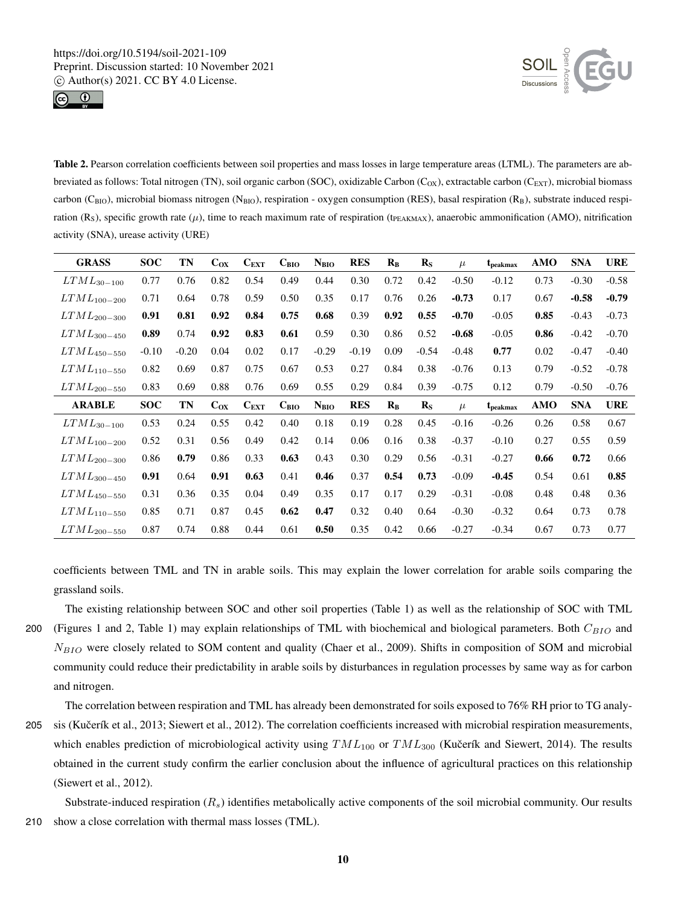**Table 2.** Pearson correlation coefficients between soil properties and mass losses in large temperature areas (LTML). The parameters are abbreviated as follows: Total nitrogen (TN), soil organic carbon (SOC), oxidizable Carbon ($C_{OX}$), extractable carbon ($C_{EXT}$), microbial biomass carbon ($C_{BIO}$), microbial biomass nitrogen ($N_{BIO}$), respiration - oxygen consumption (RES), basal respiration ($R_B$), substrate induced respiration ($R_S$), specific growth rate ($\mu$), time to reach maximum rate of respiration ($t_{PEAKMAX}$), anaerobic ammonification (AMO), nitrification activity (SNA), urease activity (URE)

| GRASS | SOC | TN | $C_{OX}$ | $C_{EXT}$ | $C_{BIO}$ | $N_{BIO}$ | RES | $R_B$ | $R_S$ | $\mu$ | $t_{peakmax}$ | AMO | SNA | URE |
|---|---|---|---|---|---|---|---|---|---|---|---|---|---|---|
| $LTML_{30-100}$ | 0.77 | 0.76 | 0.82 | 0.54 | 0.49 | 0.44 | 0.30 | 0.72 | 0.42 | -0.50 | -0.12 | 0.73 | -0.30 | -0.58 |
| $LTML_{100-200}$ | 0.71 | 0.64 | 0.78 | 0.59 | 0.50 | 0.35 | 0.17 | 0.76 | 0.26 | **-0.73** | 0.17 | 0.67 | **-0.58** | **-0.79** |
| $LTML_{200-300}$ | **0.91** | **0.81** | **0.92** | **0.84** | **0.75** | **0.68** | 0.39 | **0.92** | **0.55** | **-0.70** | -0.05 | **0.85** | -0.43 | -0.73 |
| $LTML_{300-450}$ | **0.89** | 0.74 | **0.92** | **0.83** | **0.61** | 0.59 | 0.30 | 0.86 | 0.52 | **-0.68** | -0.05 | **0.86** | -0.42 | -0.70 |
| $LTML_{450-550}$ | -0.10 | -0.20 | 0.04 | 0.02 | 0.17 | -0.29 | -0.19 | 0.09 | -0.54 | -0.48 | **0.77** | 0.02 | -0.47 | -0.40 |
| $LTML_{110-550}$ | 0.82 | 0.69 | 0.87 | 0.75 | 0.67 | 0.53 | 0.27 | 0.84 | 0.38 | -0.76 | 0.13 | 0.79 | -0.52 | -0.78 |
| $LTML_{200-550}$ | 0.83 | 0.69 | 0.88 | 0.76 | 0.69 | 0.55 | 0.29 | 0.84 | 0.39 | -0.75 | 0.12 | 0.79 | -0.50 | -0.76 |
| **ARABLE** | **SOC** | **TN** | $C_{OX}$ | $C_{EXT}$ | $C_{BIO}$ | $N_{BIO}$ | **RES** | $R_B$ | $R_S$ | $\mu$ | $t_{peakmax}$ | **AMO** | **SNA** | **URE** |
| $LTML_{30-100}$ | 0.53 | 0.24 | 0.55 | 0.42 | 0.40 | 0.18 | 0.19 | 0.28 | 0.45 | -0.16 | -0.26 | 0.26 | 0.58 | 0.67 |
| $LTML_{100-200}$ | 0.52 | 0.31 | 0.56 | 0.49 | 0.42 | 0.14 | 0.06 | 0.16 | 0.38 | -0.37 | -0.10 | 0.27 | 0.55 | 0.59 |
| $LTML_{200-300}$ | 0.86 | **0.79** | 0.86 | 0.33 | **0.63** | 0.43 | 0.30 | 0.29 | 0.56 | -0.31 | -0.27 | **0.66** | **0.72** | 0.66 |
| $LTML_{300-450}$ | **0.91** | 0.64 | **0.91** | **0.63** | 0.41 | **0.46** | 0.37 | **0.54** | **0.73** | -0.09 | **-0.45** | 0.54 | 0.61 | **0.85** |
| $LTML_{450-550}$ | 0.31 | 0.36 | 0.35 | 0.04 | 0.49 | 0.35 | 0.17 | 0.17 | 0.29 | -0.31 | -0.08 | 0.48 | 0.48 | 0.36 |
| $LTML_{110-550}$ | 0.85 | 0.71 | 0.87 | 0.45 | **0.62** | **0.47** | 0.32 | 0.40 | 0.64 | -0.30 | -0.32 | 0.64 | 0.73 | 0.78 |
| $LTML_{200-550}$ | 0.87 | 0.74 | 0.88 | 0.44 | 0.61 | **0.50** | 0.35 | 0.42 | 0.66 | -0.27 | -0.34 | 0.67 | 0.73 | 0.77 |

coefficients between TML and TN in arable soils. This may explain the lower correlation for arable soils comparing the grassland soils.

The existing relationship between SOC and other soil properties (Table 1) as well as the relationship of SOC with TML (Figures 1 and 2, Table 1) may explain relationships of TML with biochemical and biological parameters. Both $C_{BIO}$ and $N_{BIO}$ were closely related to SOM content and quality (Chaer et al., 2009). Shifts in composition of SOM and microbial community could reduce their predictability in arable soils by disturbances in regulation processes by same way as for carbon and nitrogen.

The correlation between respiration and TML has already been demonstrated for soils exposed to 76% RH prior to TG analysis (Kučerík et al., 2013; Siewert et al., 2012). The correlation coefficients increased with microbial respiration measurements, which enables prediction of microbiological activity using $TML_{100}$ or $TML_{300}$ (Kučerík and Siewert, 2014). The results obtained in the current study confirm the earlier conclusion about the influence of agricultural practices on this relationship (Siewert et al., 2012).

Substrate-induced respiration ($R_s$) identifies metabolically active components of the soil microbial community. Our results show a close correlation with thermal mass losses (TML).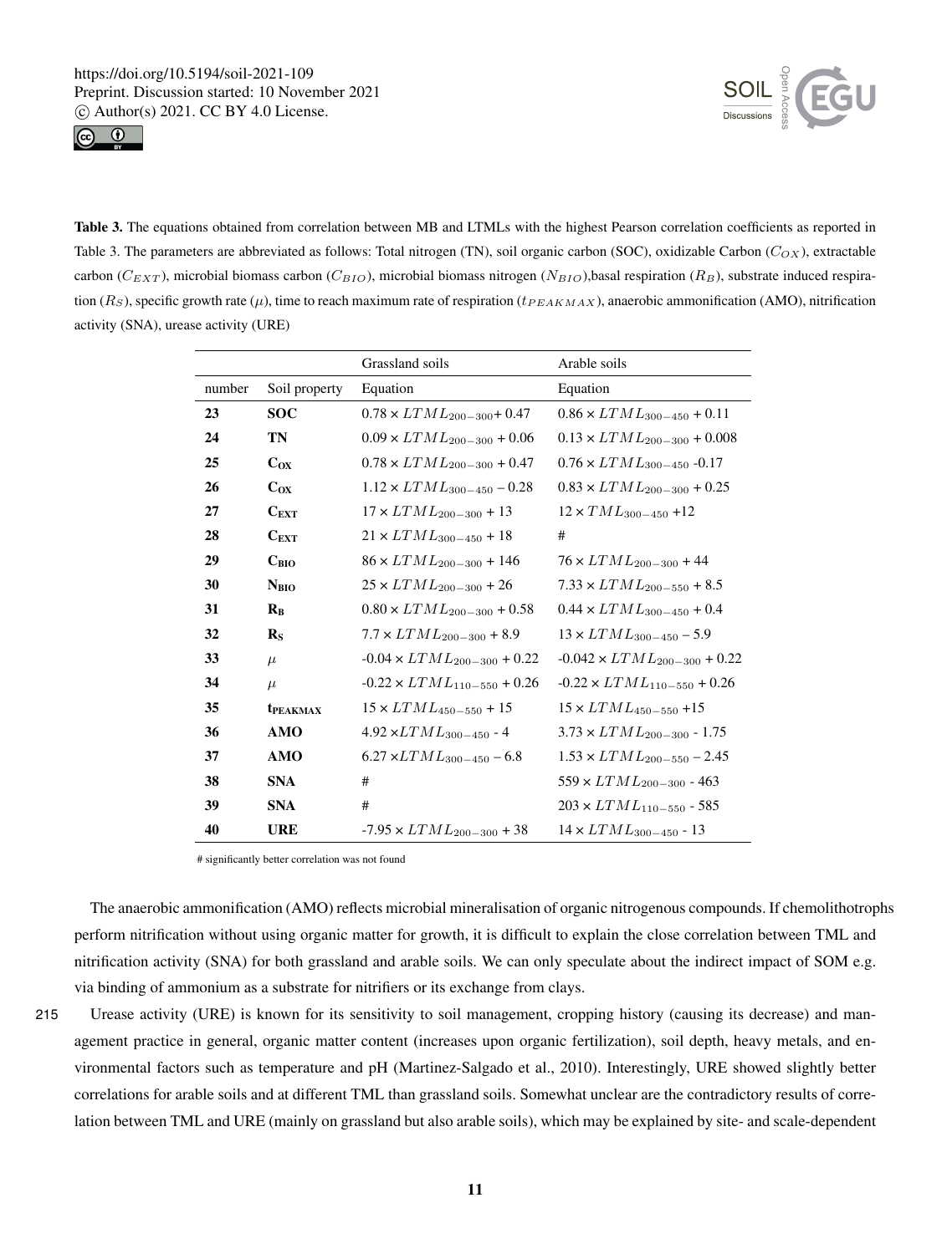**Table 3.** The equations obtained from correlation between MB and LTMLs with the highest Pearson correlation coefficients as reported in Table 3. The parameters are abbreviated as follows: Total nitrogen (TN), soil organic carbon (SOC), oxidizable Carbon ($C_{OX}$), extractable carbon ($C_{EXT}$), microbial biomass carbon ($C_{BIO}$), microbial biomass nitrogen ($N_{BIO}$),basal respiration ($R_B$), substrate induced respiration ($R_S$), specific growth rate ($\mu$), time to reach maximum rate of respiration ($t_{PEAKMAX}$), anaerobic ammonification (AMO), nitrification activity (SNA), urease activity (URE)

| | | Grassland soils | Arable soils |
|---|---|---|---|
| number | Soil property | Equation | Equation |
| **23** | **SOC** | $0.78 \times LTML_{200-300}$+ 0.47 | $0.86 \times LTML_{300-450}$ + 0.11 |
| **24** | **TN** | $0.09 \times LTML_{200-300}$ + 0.06 | $0.13 \times LTML_{200-300}$ + 0.008 |
| **25** | $\mathbf{C_{OX}}$ | $0.78 \times LTML_{200-300}$ + 0.47 | $0.76 \times LTML_{300-450}$ -0.17 |
| **26** | $\mathbf{C_{OX}}$ | $1.12 \times LTML_{300-450}$ – 0.28 | $0.83 \times LTML_{200-300}$ + 0.25 |
| **27** | $\mathbf{C_{EXT}}$ | $17 \times LTML_{200-300}$ + 13 | $12 \times TML_{300-450}$ +12 |
| **28** | $\mathbf{C_{EXT}}$ | $21 \times LTML_{300-450}$ + 18 | # |
| **29** | $\mathbf{C_{BIO}}$ | $86 \times LTML_{200-300}$ + 146 | $76 \times LTML_{200-300}$ + 44 |
| **30** | $\mathbf{N_{BIO}}$ | $25 \times LTML_{200-300}$ + 26 | $7.33 \times LTML_{200-550}$ + 8.5 |
| **31** | $\mathbf{R_B}$ | $0.80 \times LTML_{200-300}$ + 0.58 | $0.44 \times LTML_{300-450}$ + 0.4 |
| **32** | $\mathbf{R_S}$ | $7.7 \times LTML_{200-300}$ + 8.9 | $13 \times LTML_{300-450}$ – 5.9 |
| **33** | $\mu$ | -0.04 $\times LTML_{200-300}$ + 0.22 | -0.042 $\times LTML_{200-300}$ + 0.22 |
| **34** | $\mu$ | -0.22 $\times LTML_{110-550}$ + 0.26 | -0.22 $\times LTML_{110-550}$ + 0.26 |
| **35** | $\mathbf{t_{PEAKMAX}}$ | $15 \times LTML_{450-550}$ + 15 | $15 \times LTML_{450-550}$ +15 |
| **36** | **AMO** | 4.92 $\times LTML_{300-450}$ - 4 | $3.73 \times LTML_{200-300}$ - 1.75 |
| **37** | **AMO** | 6.27 $\times LTML_{300-450}$ – 6.8 | $1.53 \times LTML_{200-550}$ – 2.45 |
| **38** | **SNA** | # | $559 \times LTML_{200-300}$ - 463 |
| **39** | **SNA** | # | $203 \times LTML_{110-550}$ - 585 |
| **40** | **URE** | -7.95 $\times LTML_{200-300}$ + 38 | $14 \times LTML_{300-450}$ - 13 |

# significantly better correlation was not found

The anaerobic ammonification (AMO) reflects microbial mineralisation of organic nitrogenous compounds. If chemolithotrophs perform nitrification without using organic matter for growth, it is difficult to explain the close correlation between TML and nitrification activity (SNA) for both grassland and arable soils. We can only speculate about the indirect impact of SOM e.g. via binding of ammonium as a substrate for nitrifiers or its exchange from clays.

Urease activity (URE) is known for its sensitivity to soil management, cropping history (causing its decrease) and management practice in general, organic matter content (increases upon organic fertilization), soil depth, heavy metals, and environmental factors such as temperature and pH (Martinez-Salgado et al., 2010). Interestingly, URE showed slightly better correlations for arable soils and at different TML than grassland soils. Somewhat unclear are the contradictory results of correlation between TML and URE (mainly on grassland but also arable soils), which may be explained by site- and scale-dependent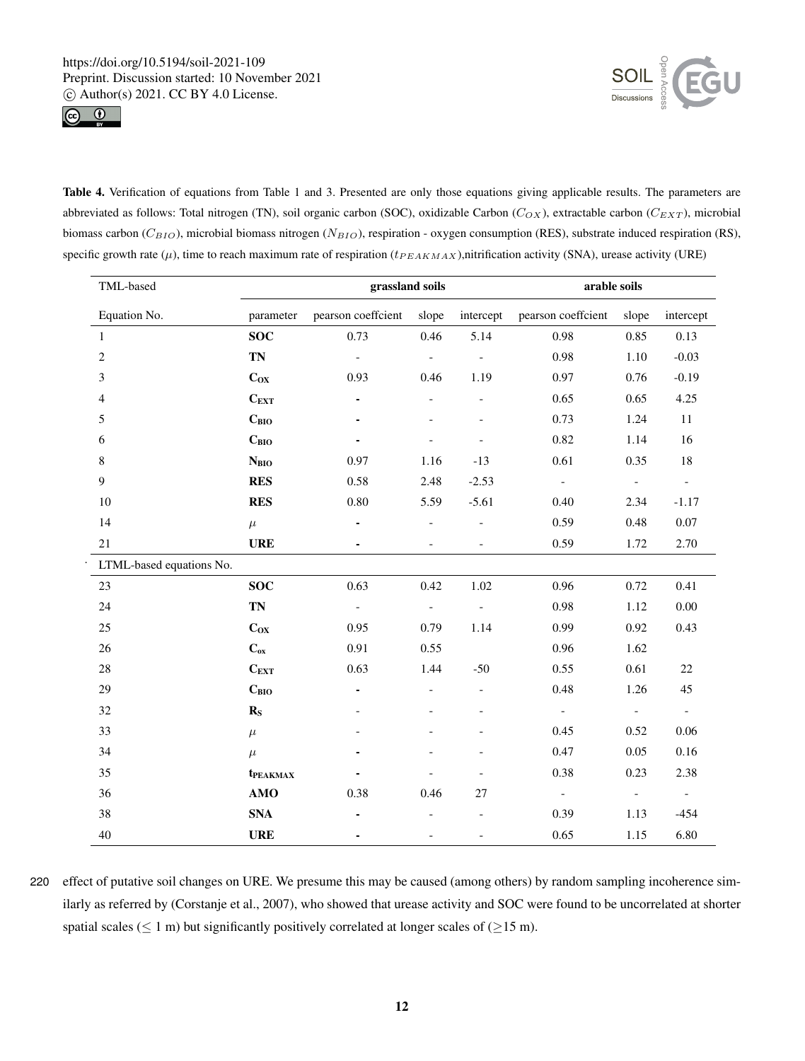**Table 4.** Verification of equations from Table 1 and 3. Presented are only those equations giving applicable results. The parameters are abbreviated as follows: Total nitrogen (TN), soil organic carbon (SOC), oxidizable Carbon ($C_{OX}$), extractable carbon ($C_{EXT}$), microbial biomass carbon ($C_{BIO}$), microbial biomass nitrogen ($N_{BIO}$), respiration - oxygen consumption (RES), substrate induced respiration (RS), specific growth rate ($\mu$), time to reach maximum rate of respiration ($t_{PEAKMAX}$),nitrification activity (SNA), urease activity (URE)

| TML-based | | grassland soils | | | arable soils | | |
|---|---|---|---|---|---|---|---|
| Equation No. | parameter | pearson coeffcient | slope | intercept | pearson coeffcient | slope | intercept |
| 1 | **SOC** | 0.73 | 0.46 | 5.14 | 0.98 | 0.85 | 0.13 |
| 2 | **TN** | - | - | - | 0.98 | 1.10 | -0.03 |
| 3 | $\mathbf{C_{OX}}$ | 0.93 | 0.46 | 1.19 | 0.97 | 0.76 | -0.19 |
| 4 | $\mathbf{C_{EXT}}$ | - | - | - | 0.65 | 0.65 | 4.25 |
| 5 | $\mathbf{C_{BIO}}$ | - | - | - | 0.73 | 1.24 | 11 |
| 6 | $\mathbf{C_{BIO}}$ | - | - | - | 0.82 | 1.14 | 16 |
| 8 | $\mathbf{N_{BIO}}$ | 0.97 | 1.16 | -13 | 0.61 | 0.35 | 18 |
| 9 | **RES** | 0.58 | 2.48 | -2.53 | - | - | - |
| 10 | **RES** | 0.80 | 5.59 | -5.61 | 0.40 | 2.34 | -1.17 |
| 14 | $\mu$ | - | - | - | 0.59 | 0.48 | 0.07 |
| 21 | **URE** | - | - | - | 0.59 | 1.72 | 2.70 |
| LTML-based equations No. | | | | | | | |
| 23 | **SOC** | 0.63 | 0.42 | 1.02 | 0.96 | 0.72 | 0.41 |
| 24 | **TN** | - | - | - | 0.98 | 1.12 | 0.00 |
| 25 | $\mathbf{C_{OX}}$ | 0.95 | 0.79 | 1.14 | 0.99 | 0.92 | 0.43 |
| 26 | $\mathbf{C_{ox}}$ | 0.91 | 0.55 | | 0.96 | 1.62 | |
| 28 | $\mathbf{C_{EXT}}$ | 0.63 | 1.44 | -50 | 0.55 | 0.61 | 22 |
| 29 | $\mathbf{C_{BIO}}$ | - | - | - | 0.48 | 1.26 | 45 |
| 32 | $\mathbf{R_S}$ | - | - | - | - | - | - |
| 33 | $\mu$ | - | - | - | 0.45 | 0.52 | 0.06 |
| 34 | $\mu$ | - | - | - | 0.47 | 0.05 | 0.16 |
| 35 | $\mathbf{t_{PEAKMAX}}$ | - | - | - | 0.38 | 0.23 | 2.38 |
| 36 | **AMO** | 0.38 | 0.46 | 27 | - | - | - |
| 38 | **SNA** | - | - | - | 0.39 | 1.13 | -454 |
| 40 | **URE** | - | - | - | 0.65 | 1.15 | 6.80 |

effect of putative soil changes on URE. We presume this may be caused (among others) by random sampling incoherence similarly as referred by (Corstanje et al., 2007), who showed that urease activity and SOC were found to be uncorrelated at shorter spatial scales ($\leq$ 1 m) but significantly positively correlated at longer scales of ($\geq$15 m).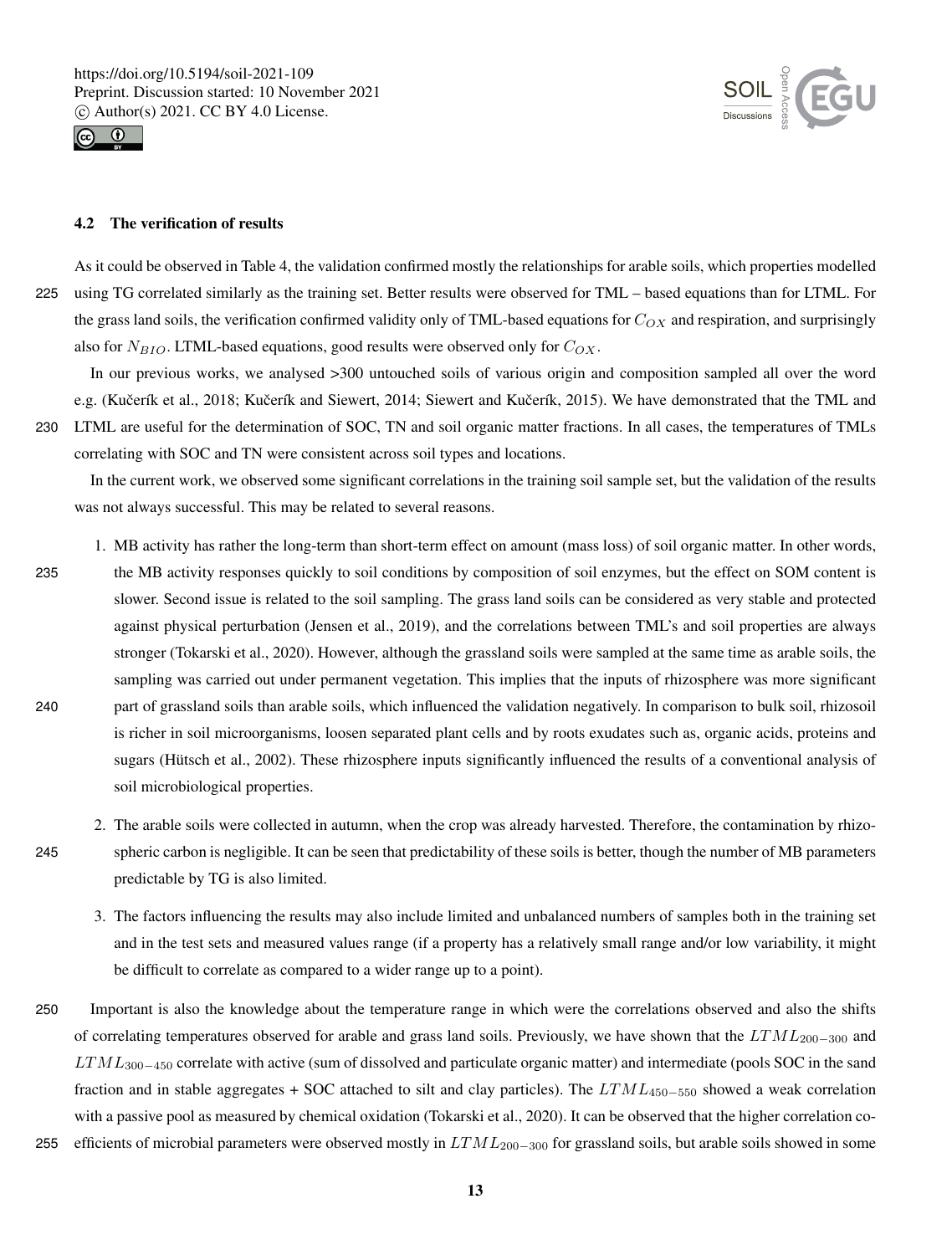### 4.2 The verification of results

As it could be observed in Table 4, the validation confirmed mostly the relationships for arable soils, which properties modelled using TG correlated similarly as the training set. Better results were observed for TML – based equations than for LTML. For the grass land soils, the verification confirmed validity only of TML-based equations for $C_{OX}$ and respiration, and surprisingly also for $N_{BIO}$. LTML-based equations, good results were observed only for $C_{OX}$.

In our previous works, we analysed >300 untouched soils of various origin and composition sampled all over the word e.g. (Kučerík et al., 2018; Kučerík and Siewert, 2014; Siewert and Kučerík, 2015). We have demonstrated that the TML and LTML are useful for the determination of SOC, TN and soil organic matter fractions. In all cases, the temperatures of TMLs correlating with SOC and TN were consistent across soil types and locations.

In the current work, we observed some significant correlations in the training soil sample set, but the validation of the results was not always successful. This may be related to several reasons.

1. MB activity has rather the long-term than short-term effect on amount (mass loss) of soil organic matter. In other words, the MB activity responses quickly to soil conditions by composition of soil enzymes, but the effect on SOM content is slower. Second issue is related to the soil sampling. The grass land soils can be considered as very stable and protected against physical perturbation (Jensen et al., 2019), and the correlations between TML's and soil properties are always stronger (Tokarski et al., 2020). However, although the grassland soils were sampled at the same time as arable soils, the sampling was carried out under permanent vegetation. This implies that the inputs of rhizosphere was more significant part of grassland soils than arable soils, which influenced the validation negatively. In comparison to bulk soil, rhizosoil is richer in soil microorganisms, loosen separated plant cells and by roots exudates such as, organic acids, proteins and sugars (Hütsch et al., 2002). These rhizosphere inputs significantly influenced the results of a conventional analysis of soil microbiological properties.
2. The arable soils were collected in autumn, when the crop was already harvested. Therefore, the contamination by rhizospheric carbon is negligible. It can be seen that predictability of these soils is better, though the number of MB parameters predictable by TG is also limited.
3. The factors influencing the results may also include limited and unbalanced numbers of samples both in the training set and in the test sets and measured values range (if a property has a relatively small range and/or low variability, it might be difficult to correlate as compared to a wider range up to a point).

Important is also the knowledge about the temperature range in which were the correlations observed and also the shifts of correlating temperatures observed for arable and grass land soils. Previously, we have shown that the $LTML_{200-300}$ and $LTML_{300-450}$ correlate with active (sum of dissolved and particulate organic matter) and intermediate (pools SOC in the sand fraction and in stable aggregates + SOC attached to silt and clay particles). The $LTML_{450-550}$ showed a weak correlation with a passive pool as measured by chemical oxidation (Tokarski et al., 2020). It can be observed that the higher correlation coefficients of microbial parameters were observed mostly in $LTML_{200-300}$ for grassland soils, but arable soils showed in some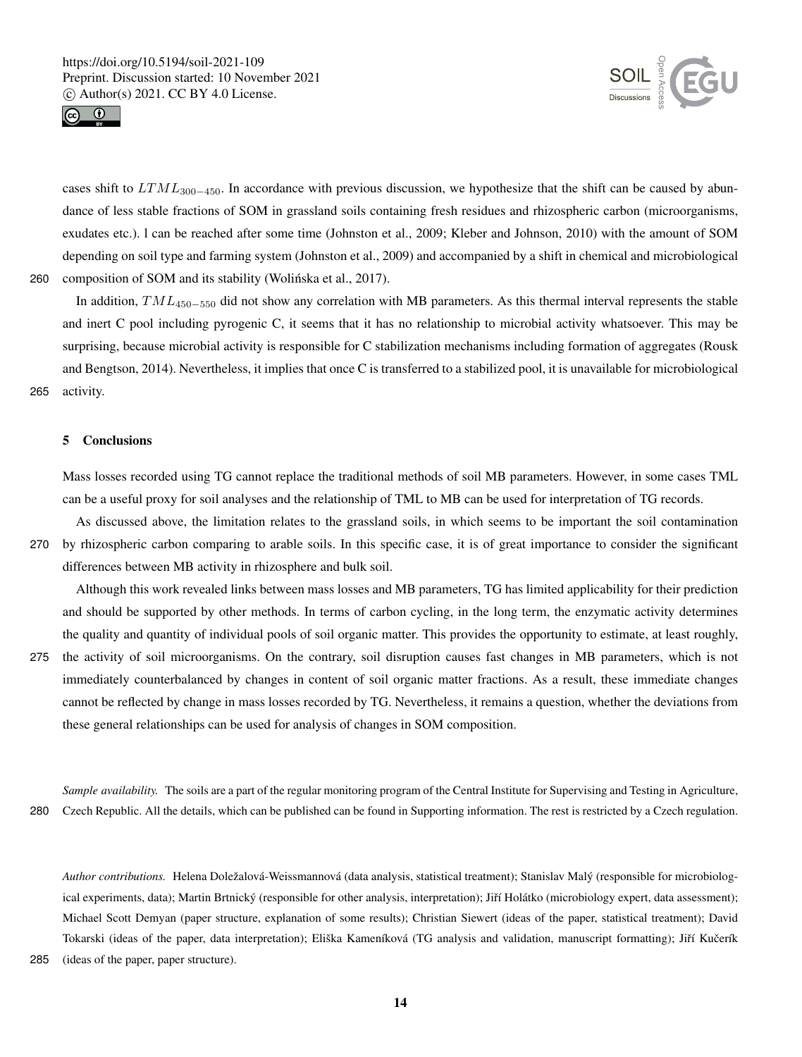cases shift to $LTML_{300-450}$. In accordance with previous discussion, we hypothesize that the shift can be caused by abundance of less stable fractions of SOM in grassland soils containing fresh residues and rhizospheric carbon (microorganisms, exudates etc.). l can be reached after some time (Johnston et al., 2009; Kleber and Johnson, 2010) with the amount of SOM depending on soil type and farming system (Johnston et al., 2009) and accompanied by a shift in chemical and microbiological composition of SOM and its stability (Wolińska et al., 2017).

In addition, $TML_{450-550}$ did not show any correlation with MB parameters. As this thermal interval represents the stable and inert C pool including pyrogenic C, it seems that it has no relationship to microbial activity whatsoever. This may be surprising, because microbial activity is responsible for C stabilization mechanisms including formation of aggregates (Rousk and Bengtson, 2014). Nevertheless, it implies that once C is transferred to a stabilized pool, it is unavailable for microbiological activity.

## 5 Conclusions

Mass losses recorded using TG cannot replace the traditional methods of soil MB parameters. However, in some cases TML can be a useful proxy for soil analyses and the relationship of TML to MB can be used for interpretation of TG records.

As discussed above, the limitation relates to the grassland soils, in which seems to be important the soil contamination by rhizospheric carbon comparing to arable soils. In this specific case, it is of great importance to consider the significant differences between MB activity in rhizosphere and bulk soil.

Although this work revealed links between mass losses and MB parameters, TG has limited applicability for their prediction and should be supported by other methods. In terms of carbon cycling, in the long term, the enzymatic activity determines the quality and quantity of individual pools of soil organic matter. This provides the opportunity to estimate, at least roughly, the activity of soil microorganisms. On the contrary, soil disruption causes fast changes in MB parameters, which is not immediately counterbalanced by changes in content of soil organic matter fractions. As a result, these immediate changes cannot be reflected by change in mass losses recorded by TG. Nevertheless, it remains a question, whether the deviations from these general relationships can be used for analysis of changes in SOM composition.

*Sample availability.* The soils are a part of the regular monitoring program of the Central Institute for Supervising and Testing in Agriculture, Czech Republic. All the details, which can be published can be found in Supporting information. The rest is restricted by a Czech regulation.

*Author contributions.* Helena Doležalová-Weissmannová (data analysis, statistical treatment); Stanislav Malý (responsible for microbiological experiments, data); Martin Brtnický (responsible for other analysis, interpretation); Jiří Holátko (microbiology expert, data assessment); Michael Scott Demyan (paper structure, explanation of some results); Christian Siewert (ideas of the paper, statistical treatment); David Tokarski (ideas of the paper, data interpretation); Eliška Kameníková (TG analysis and validation, manuscript formatting); Jiří Kučerík (ideas of the paper, paper structure).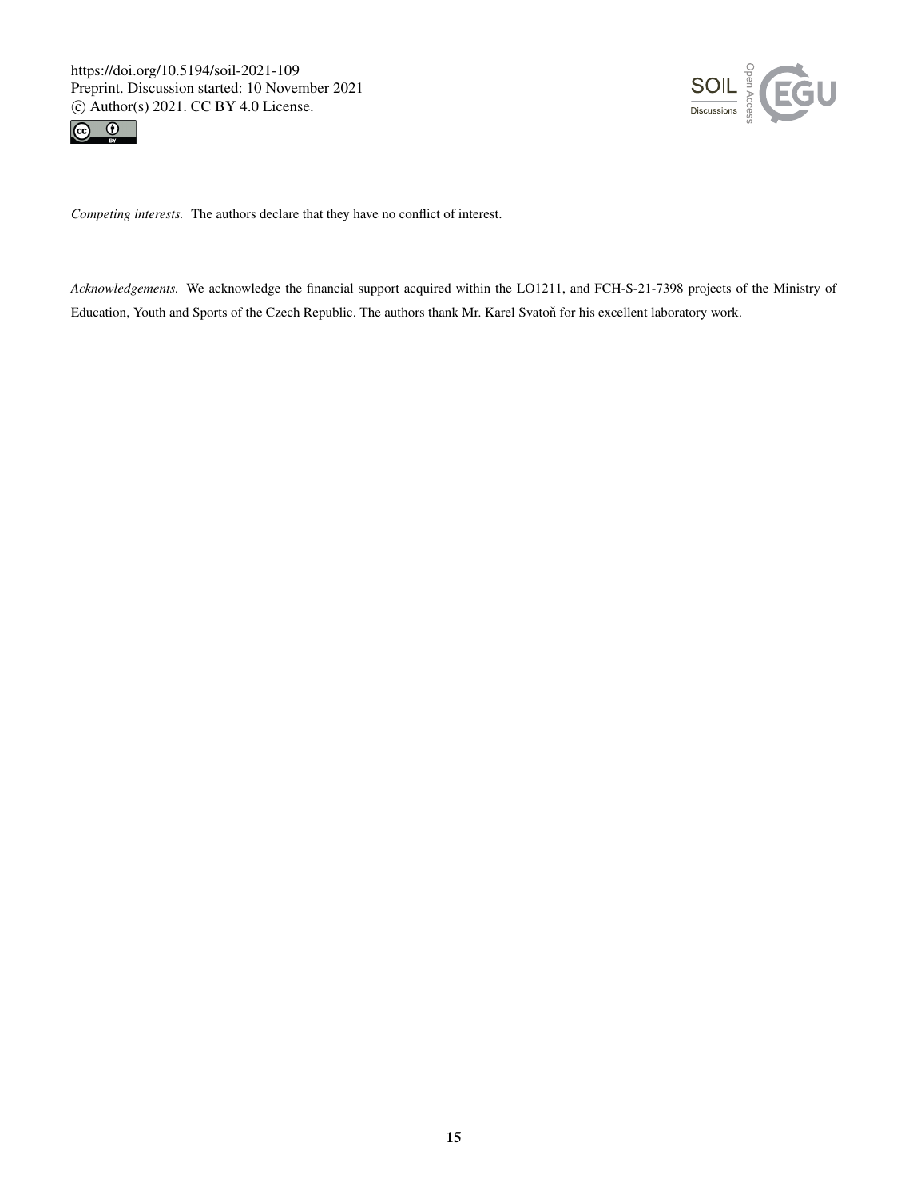*Competing interests.* The authors declare that they have no conflict of interest.

*Acknowledgements.* We acknowledge the financial support acquired within the LO1211, and FCH-S-21-7398 projects of the Ministry of Education, Youth and Sports of the Czech Republic. The authors thank Mr. Karel Svatoň for his excellent laboratory work.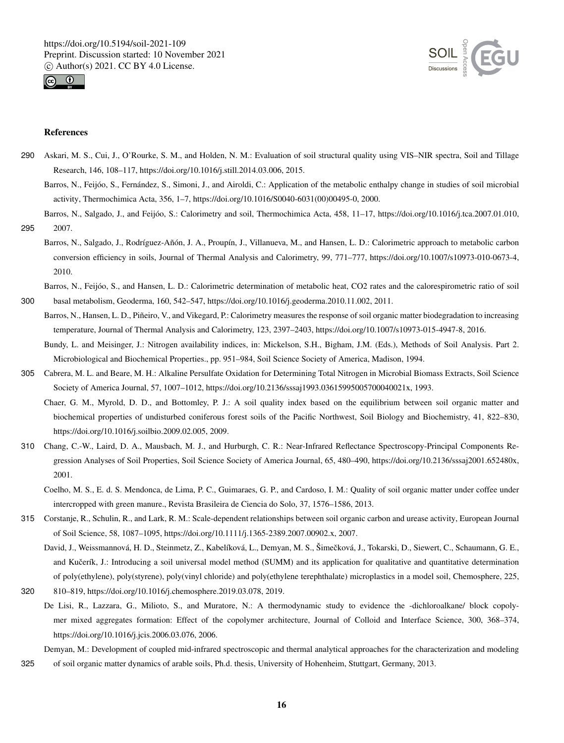## References

Askari, M. S., Cui, J., O'Rourke, S. M., and Holden, N. M.: Evaluation of soil structural quality using VIS–NIR spectra, Soil and Tillage Research, 146, 108–117, https://doi.org/10.1016/j.still.2014.03.006, 2015.

Barros, N., Feijóo, S., Fernández, S., Simoni, J., and Airoldi, C.: Application of the metabolic enthalpy change in studies of soil microbial activity, Thermochimica Acta, 356, 1–7, https://doi.org/10.1016/S0040-6031(00)00495-0, 2000.

Barros, N., Salgado, J., and Feijóo, S.: Calorimetry and soil, Thermochimica Acta, 458, 11–17, https://doi.org/10.1016/j.tca.2007.01.010, 2007.

Barros, N., Salgado, J., Rodríguez-Añón, J. A., Proupín, J., Villanueva, M., and Hansen, L. D.: Calorimetric approach to metabolic carbon conversion efficiency in soils, Journal of Thermal Analysis and Calorimetry, 99, 771–777, https://doi.org/10.1007/s10973-010-0673-4, 2010.

Barros, N., Feijóo, S., and Hansen, L. D.: Calorimetric determination of metabolic heat, CO2 rates and the calorespirometric ratio of soil basal metabolism, Geoderma, 160, 542–547, https://doi.org/10.1016/j.geoderma.2010.11.002, 2011.

Barros, N., Hansen, L. D., Piñeiro, V., and Vikegard, P.: Calorimetry measures the response of soil organic matter biodegradation to increasing temperature, Journal of Thermal Analysis and Calorimetry, 123, 2397–2403, https://doi.org/10.1007/s10973-015-4947-8, 2016.

Bundy, L. and Meisinger, J.: Nitrogen availability indices, in: Mickelson, S.H., Bigham, J.M. (Eds.), Methods of Soil Analysis. Part 2. Microbiological and Biochemical Properties., pp. 951–984, Soil Science Society of America, Madison, 1994.

Cabrera, M. L. and Beare, M. H.: Alkaline Persulfate Oxidation for Determining Total Nitrogen in Microbial Biomass Extracts, Soil Science Society of America Journal, 57, 1007–1012, https://doi.org/10.2136/sssaj1993.03615995005700040021x, 1993.

Chaer, G. M., Myrold, D. D., and Bottomley, P. J.: A soil quality index based on the equilibrium between soil organic matter and biochemical properties of undisturbed coniferous forest soils of the Pacific Northwest, Soil Biology and Biochemistry, 41, 822–830, https://doi.org/10.1016/j.soilbio.2009.02.005, 2009.

Chang, C.-W., Laird, D. A., Mausbach, M. J., and Hurburgh, C. R.: Near-Infrared Reflectance Spectroscopy-Principal Components Regression Analyses of Soil Properties, Soil Science Society of America Journal, 65, 480–490, https://doi.org/10.2136/sssaj2001.652480x, 2001.

Coelho, M. S., E. d. S. Mendonca, de Lima, P. C., Guimaraes, G. P., and Cardoso, I. M.: Quality of soil organic matter under coffee under intercropped with green manure., Revista Brasileira de Ciencia do Solo, 37, 1576–1586, 2013.

Corstanje, R., Schulin, R., and Lark, R. M.: Scale-dependent relationships between soil organic carbon and urease activity, European Journal of Soil Science, 58, 1087–1095, https://doi.org/10.1111/j.1365-2389.2007.00902.x, 2007.

David, J., Weissmannová, H. D., Steinmetz, Z., Kabelíková, L., Demyan, M. S., Šimečková, J., Tokarski, D., Siewert, C., Schaumann, G. E., and Kučerík, J.: Introducing a soil universal model method (SUMM) and its application for qualitative and quantitative determination of poly(ethylene), poly(styrene), poly(vinyl chloride) and poly(ethylene terephthalate) microplastics in a model soil, Chemosphere, 225, 810–819, https://doi.org/10.1016/j.chemosphere.2019.03.078, 2019.

De Lisi, R., Lazzara, G., Milioto, S., and Muratore, N.: A thermodynamic study to evidence the -dichloroalkane/ block copolymer mixed aggregates formation: Effect of the copolymer architecture, Journal of Colloid and Interface Science, 300, 368–374, https://doi.org/10.1016/j.jcis.2006.03.076, 2006.

Demyan, M.: Development of coupled mid-infrared spectroscopic and thermal analytical approaches for the characterization and modeling of soil organic matter dynamics of arable soils, Ph.d. thesis, University of Hohenheim, Stuttgart, Germany, 2013.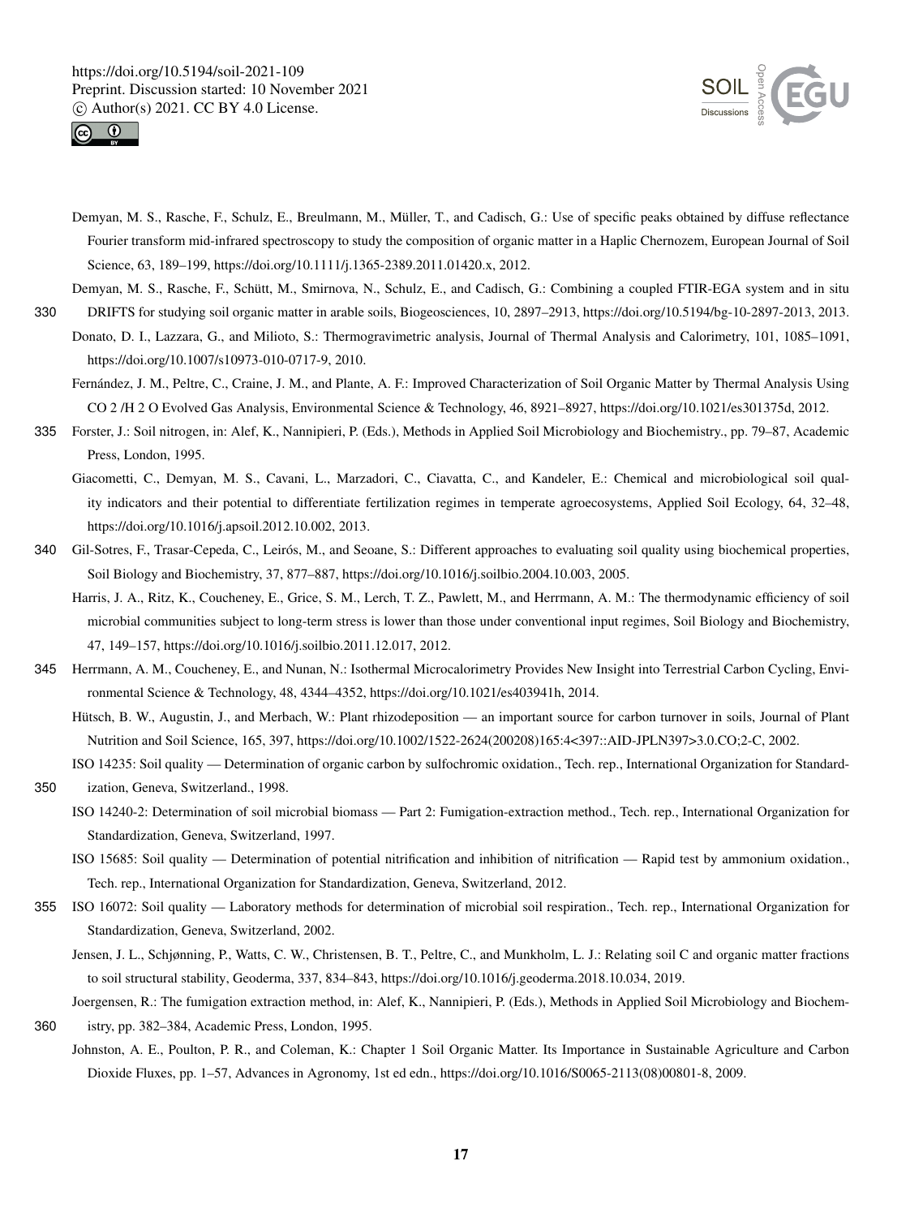Demyan, M. S., Rasche, F., Schulz, E., Breulmann, M., Müller, T., and Cadisch, G.: Use of specific peaks obtained by diffuse reflectance Fourier transform mid-infrared spectroscopy to study the composition of organic matter in a Haplic Chernozem, European Journal of Soil Science, 63, 189–199, https://doi.org/10.1111/j.1365-2389.2011.01420.x, 2012.

Demyan, M. S., Rasche, F., Schütt, M., Smirnova, N., Schulz, E., and Cadisch, G.: Combining a coupled FTIR-EGA system and in situ DRIFTS for studying soil organic matter in arable soils, Biogeosciences, 10, 2897–2913, https://doi.org/10.5194/bg-10-2897-2013, 2013.

Donato, D. I., Lazzara, G., and Milioto, S.: Thermogravimetric analysis, Journal of Thermal Analysis and Calorimetry, 101, 1085–1091, https://doi.org/10.1007/s10973-010-0717-9, 2010.

Fernández, J. M., Peltre, C., Craine, J. M., and Plante, A. F.: Improved Characterization of Soil Organic Matter by Thermal Analysis Using $CO_2$/$H_2O$ Evolved Gas Analysis, Environmental Science & Technology, 46, 8921–8927, https://doi.org/10.1021/es301375d, 2012.

Forster, J.: Soil nitrogen, in: Alef, K., Nannipieri, P. (Eds.), Methods in Applied Soil Microbiology and Biochemistry., pp. 79–87, Academic Press, London, 1995.

Giacometti, C., Demyan, M. S., Cavani, L., Marzadori, C., Ciavatta, C., and Kandeler, E.: Chemical and microbiological soil quality indicators and their potential to differentiate fertilization regimes in temperate agroecosystems, Applied Soil Ecology, 64, 32–48, https://doi.org/10.1016/j.apsoil.2012.10.002, 2013.

Gil-Sotres, F., Trasar-Cepeda, C., Leirós, M., and Seoane, S.: Different approaches to evaluating soil quality using biochemical properties, Soil Biology and Biochemistry, 37, 877–887, https://doi.org/10.1016/j.soilbio.2004.10.003, 2005.

Harris, J. A., Ritz, K., Coucheney, E., Grice, S. M., Lerch, T. Z., Pawlett, M., and Herrmann, A. M.: The thermodynamic efficiency of soil microbial communities subject to long-term stress is lower than those under conventional input regimes, Soil Biology and Biochemistry, 47, 149–157, https://doi.org/10.1016/j.soilbio.2011.12.017, 2012.

Herrmann, A. M., Coucheney, E., and Nunan, N.: Isothermal Microcalorimetry Provides New Insight into Terrestrial Carbon Cycling, Environmental Science & Technology, 48, 4344–4352, https://doi.org/10.1021/es403941h, 2014.

Hütsch, B. W., Augustin, J., and Merbach, W.: Plant rhizodeposition — an important source for carbon turnover in soils, Journal of Plant Nutrition and Soil Science, 165, 397, https://doi.org/10.1002/1522-2624(200208)165:4<397::AID-JPLN397>3.0.CO;2-C, 2002.

ISO 14235: Soil quality — Determination of organic carbon by sulfochromic oxidation., Tech. rep., International Organization for Standardization, Geneva, Switzerland., 1998.

ISO 14240-2: Determination of soil microbial biomass — Part 2: Fumigation-extraction method., Tech. rep., International Organization for Standardization, Geneva, Switzerland, 1997.

ISO 15685: Soil quality — Determination of potential nitrification and inhibition of nitrification — Rapid test by ammonium oxidation., Tech. rep., International Organization for Standardization, Geneva, Switzerland, 2012.

ISO 16072: Soil quality — Laboratory methods for determination of microbial soil respiration., Tech. rep., International Organization for Standardization, Geneva, Switzerland, 2002.

Jensen, J. L., Schjønning, P., Watts, C. W., Christensen, B. T., Peltre, C., and Munkholm, L. J.: Relating soil C and organic matter fractions to soil structural stability, Geoderma, 337, 834–843, https://doi.org/10.1016/j.geoderma.2018.10.034, 2019.

Joergensen, R.: The fumigation extraction method, in: Alef, K., Nannipieri, P. (Eds.), Methods in Applied Soil Microbiology and Biochemistry, pp. 382–384, Academic Press, London, 1995.

Johnston, A. E., Poulton, P. R., and Coleman, K.: Chapter 1 Soil Organic Matter. Its Importance in Sustainable Agriculture and Carbon Dioxide Fluxes, pp. 1–57, Advances in Agronomy, 1st ed edn., https://doi.org/10.1016/S0065-2113(08)00801-8, 2009.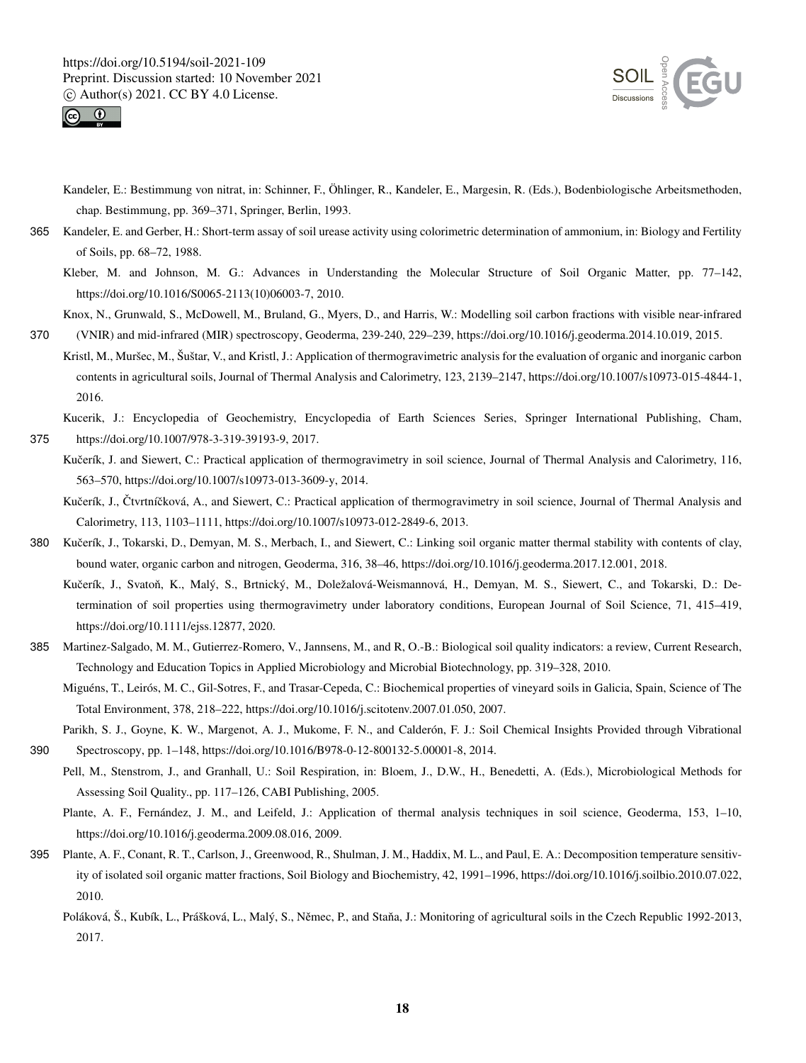Kandeler, E.: Bestimmung von nitrat, in: Schinner, F., Öhlinger, R., Kandeler, E., Margesin, R. (Eds.), Bodenbiologische Arbeitsmethoden, chap. Bestimmung, pp. 369–371, Springer, Berlin, 1993.

Kandeler, E. and Gerber, H.: Short-term assay of soil urease activity using colorimetric determination of ammonium, in: Biology and Fertility of Soils, pp. 68–72, 1988.

Kleber, M. and Johnson, M. G.: Advances in Understanding the Molecular Structure of Soil Organic Matter, pp. 77–142, https://doi.org/10.1016/S0065-2113(10)06003-7, 2010.

Knox, N., Grunwald, S., McDowell, M., Bruland, G., Myers, D., and Harris, W.: Modelling soil carbon fractions with visible near-infrared (VNIR) and mid-infrared (MIR) spectroscopy, Geoderma, 239-240, 229–239, https://doi.org/10.1016/j.geoderma.2014.10.019, 2015.

Kristl, M., Muršec, M., Šuštar, V., and Kristl, J.: Application of thermogravimetric analysis for the evaluation of organic and inorganic carbon contents in agricultural soils, Journal of Thermal Analysis and Calorimetry, 123, 2139–2147, https://doi.org/10.1007/s10973-015-4844-1, 2016.

Kucerik, J.: Encyclopedia of Geochemistry, Encyclopedia of Earth Sciences Series, Springer International Publishing, Cham, https://doi.org/10.1007/978-3-319-39193-9, 2017.

Kučerík, J. and Siewert, C.: Practical application of thermogravimetry in soil science, Journal of Thermal Analysis and Calorimetry, 116, 563–570, https://doi.org/10.1007/s10973-013-3609-y, 2014.

Kučerík, J., Čtvrtníčková, A., and Siewert, C.: Practical application of thermogravimetry in soil science, Journal of Thermal Analysis and Calorimetry, 113, 1103–1111, https://doi.org/10.1007/s10973-012-2849-6, 2013.

Kučerík, J., Tokarski, D., Demyan, M. S., Merbach, I., and Siewert, C.: Linking soil organic matter thermal stability with contents of clay, bound water, organic carbon and nitrogen, Geoderma, 316, 38–46, https://doi.org/10.1016/j.geoderma.2017.12.001, 2018.

Kučerík, J., Svatoň, K., Malý, S., Brtnický, M., Doležalová-Weismannová, H., Demyan, M. S., Siewert, C., and Tokarski, D.: Determination of soil properties using thermogravimetry under laboratory conditions, European Journal of Soil Science, 71, 415–419, https://doi.org/10.1111/ejss.12877, 2020.

Martinez-Salgado, M. M., Gutierrez-Romero, V., Jannsens, M., and R, O.-B.: Biological soil quality indicators: a review, Current Research, Technology and Education Topics in Applied Microbiology and Microbial Biotechnology, pp. 319–328, 2010.

Miguéns, T., Leirós, M. C., Gil-Sotres, F., and Trasar-Cepeda, C.: Biochemical properties of vineyard soils in Galicia, Spain, Science of The Total Environment, 378, 218–222, https://doi.org/10.1016/j.scitotenv.2007.01.050, 2007.

Parikh, S. J., Goyne, K. W., Margenot, A. J., Mukome, F. N., and Calderón, F. J.: Soil Chemical Insights Provided through Vibrational Spectroscopy, pp. 1–148, https://doi.org/10.1016/B978-0-12-800132-5.00001-8, 2014.

Pell, M., Stenstrom, J., and Granhall, U.: Soil Respiration, in: Bloem, J., D.W., H., Benedetti, A. (Eds.), Microbiological Methods for Assessing Soil Quality., pp. 117–126, CABI Publishing, 2005.

Plante, A. F., Fernández, J. M., and Leifeld, J.: Application of thermal analysis techniques in soil science, Geoderma, 153, 1–10, https://doi.org/10.1016/j.geoderma.2009.08.016, 2009.

Plante, A. F., Conant, R. T., Carlson, J., Greenwood, R., Shulman, J. M., Haddix, M. L., and Paul, E. A.: Decomposition temperature sensitivity of isolated soil organic matter fractions, Soil Biology and Biochemistry, 42, 1991–1996, https://doi.org/10.1016/j.soilbio.2010.07.022, 2010.

Poláková, Š., Kubík, L., Prášková, L., Malý, S., Němec, P., and Staňa, J.: Monitoring of agricultural soils in the Czech Republic 1992-2013, 2017.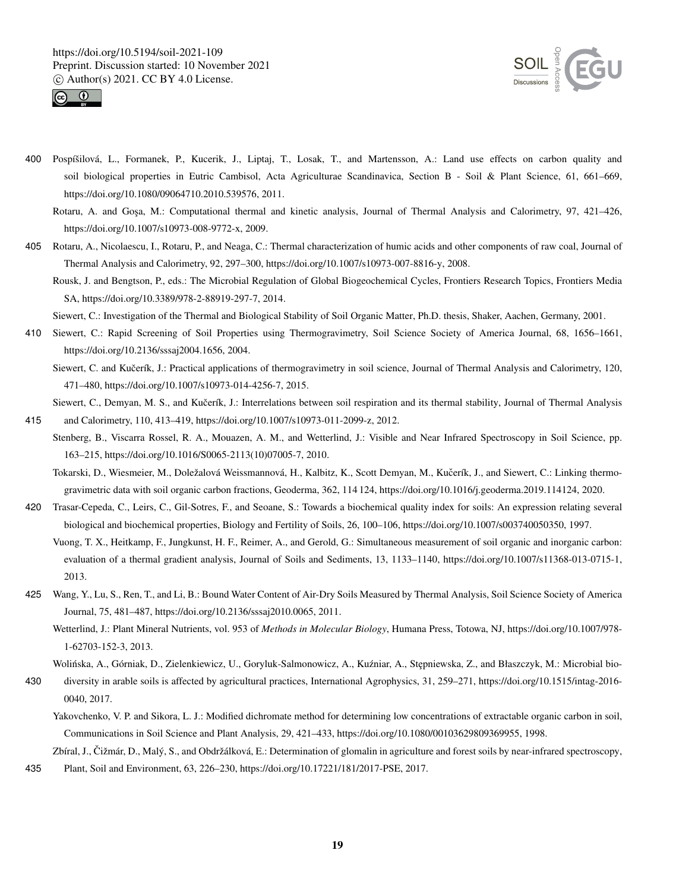Pospíšilová, L., Formanek, P., Kucerik, J., Liptaj, T., Losak, T., and Martensson, A.: Land use effects on carbon quality and soil biological properties in Eutric Cambisol, Acta Agriculturae Scandinavica, Section B - Soil & Plant Science, 61, 661–669, https://doi.org/10.1080/09064710.2010.539576, 2011.

Rotaru, A. and Goşa, M.: Computational thermal and kinetic analysis, Journal of Thermal Analysis and Calorimetry, 97, 421–426, https://doi.org/10.1007/s10973-008-9772-x, 2009.

Rotaru, A., Nicolaescu, I., Rotaru, P., and Neaga, C.: Thermal characterization of humic acids and other components of raw coal, Journal of Thermal Analysis and Calorimetry, 92, 297–300, https://doi.org/10.1007/s10973-007-8816-y, 2008.

Rousk, J. and Bengtson, P., eds.: The Microbial Regulation of Global Biogeochemical Cycles, Frontiers Research Topics, Frontiers Media SA, https://doi.org/10.3389/978-2-88919-297-7, 2014.

Siewert, C.: Investigation of the Thermal and Biological Stability of Soil Organic Matter, Ph.D. thesis, Shaker, Aachen, Germany, 2001.

Siewert, C.: Rapid Screening of Soil Properties using Thermogravimetry, Soil Science Society of America Journal, 68, 1656–1661, https://doi.org/10.2136/sssaj2004.1656, 2004.

Siewert, C. and Kučerík, J.: Practical applications of thermogravimetry in soil science, Journal of Thermal Analysis and Calorimetry, 120, 471–480, https://doi.org/10.1007/s10973-014-4256-7, 2015.

Siewert, C., Demyan, M. S., and Kučerík, J.: Interrelations between soil respiration and its thermal stability, Journal of Thermal Analysis and Calorimetry, 110, 413–419, https://doi.org/10.1007/s10973-011-2099-z, 2012.

Stenberg, B., Viscarra Rossel, R. A., Mouazen, A. M., and Wetterlind, J.: Visible and Near Infrared Spectroscopy in Soil Science, pp. 163–215, https://doi.org/10.1016/S0065-2113(10)07005-7, 2010.

Tokarski, D., Wiesmeier, M., Doležalová Weissmannová, H., Kalbitz, K., Scott Demyan, M., Kučerík, J., and Siewert, C.: Linking thermogravimetric data with soil organic carbon fractions, Geoderma, 362, 114 124, https://doi.org/10.1016/j.geoderma.2019.114124, 2020.

Trasar-Cepeda, C., Leirs, C., Gil-Sotres, F., and Seoane, S.: Towards a biochemical quality index for soils: An expression relating several biological and biochemical properties, Biology and Fertility of Soils, 26, 100–106, https://doi.org/10.1007/s003740050350, 1997.

Vuong, T. X., Heitkamp, F., Jungkunst, H. F., Reimer, A., and Gerold, G.: Simultaneous measurement of soil organic and inorganic carbon: evaluation of a thermal gradient analysis, Journal of Soils and Sediments, 13, 1133–1140, https://doi.org/10.1007/s11368-013-0715-1, 2013.

Wang, Y., Lu, S., Ren, T., and Li, B.: Bound Water Content of Air-Dry Soils Measured by Thermal Analysis, Soil Science Society of America Journal, 75, 481–487, https://doi.org/10.2136/sssaj2010.0065, 2011.

Wetterlind, J.: Plant Mineral Nutrients, vol. 953 of *Methods in Molecular Biology*, Humana Press, Totowa, NJ, https://doi.org/10.1007/978-1-62703-152-3, 2013.

Wolińska, A., Górniak, D., Zielenkiewicz, U., Goryluk-Salmonowicz, A., Kuźniar, A., Stępniewska, Z., and Błaszczyk, M.: Microbial biodiversity in arable soils is affected by agricultural practices, International Agrophysics, 31, 259–271, https://doi.org/10.1515/intag-2016-0040, 2017.

Yakovchenko, V. P. and Sikora, L. J.: Modified dichromate method for determining low concentrations of extractable organic carbon in soil, Communications in Soil Science and Plant Analysis, 29, 421–433, https://doi.org/10.1080/00103629809369955, 1998.

Zbíral, J., Čižmár, D., Malý, S., and Obdržálková, E.: Determination of glomalin in agriculture and forest soils by near-infrared spectroscopy, Plant, Soil and Environment, 63, 226–230, https://doi.org/10.17221/181/2017-PSE, 2017.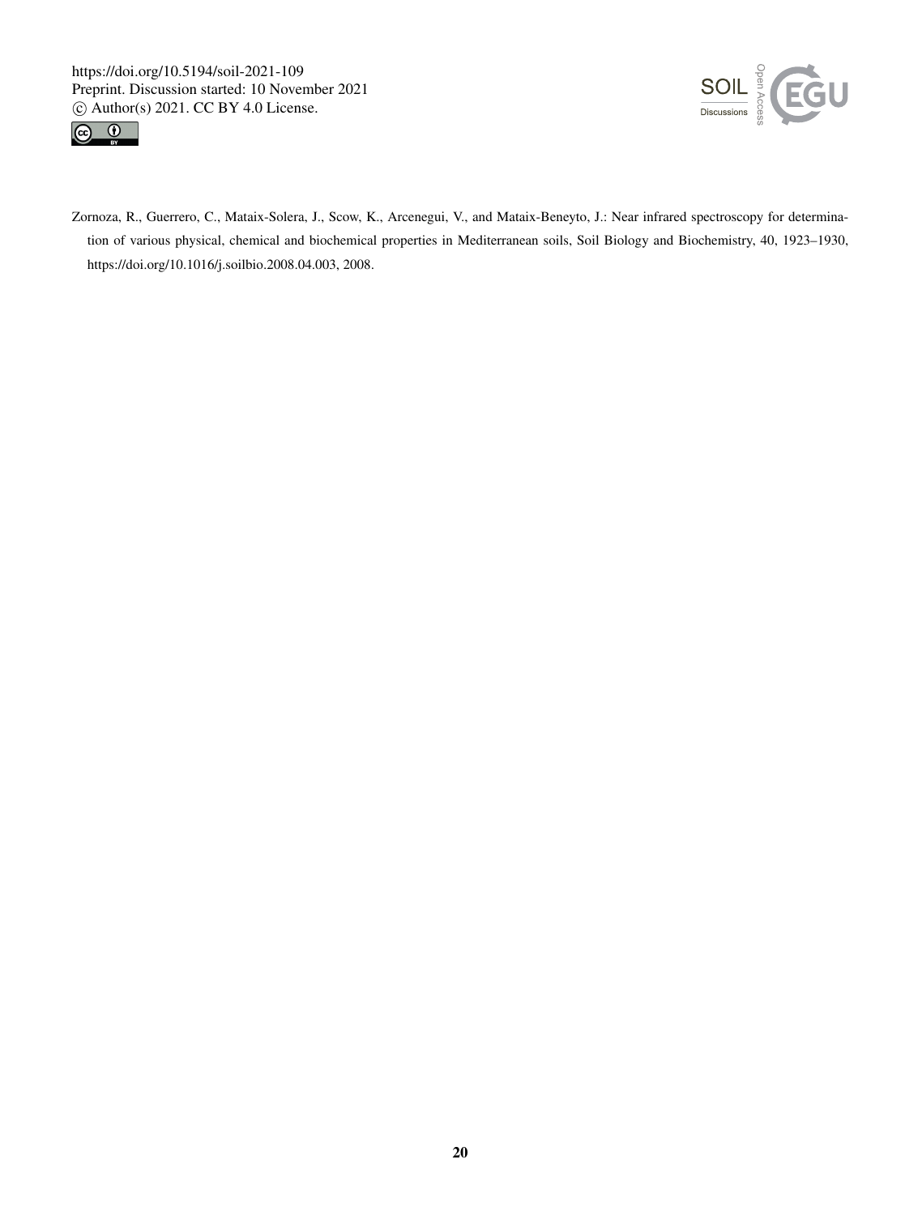Zornoza, R., Guerrero, C., Mataix-Solera, J., Scow, K., Arcenegui, V., and Mataix-Beneyto, J.: Near infrared spectroscopy for determination of various physical, chemical and biochemical properties in Mediterranean soils, Soil Biology and Biochemistry, 40, 1923–1930, https://doi.org/10.1016/j.soilbio.2008.04.003, 2008.